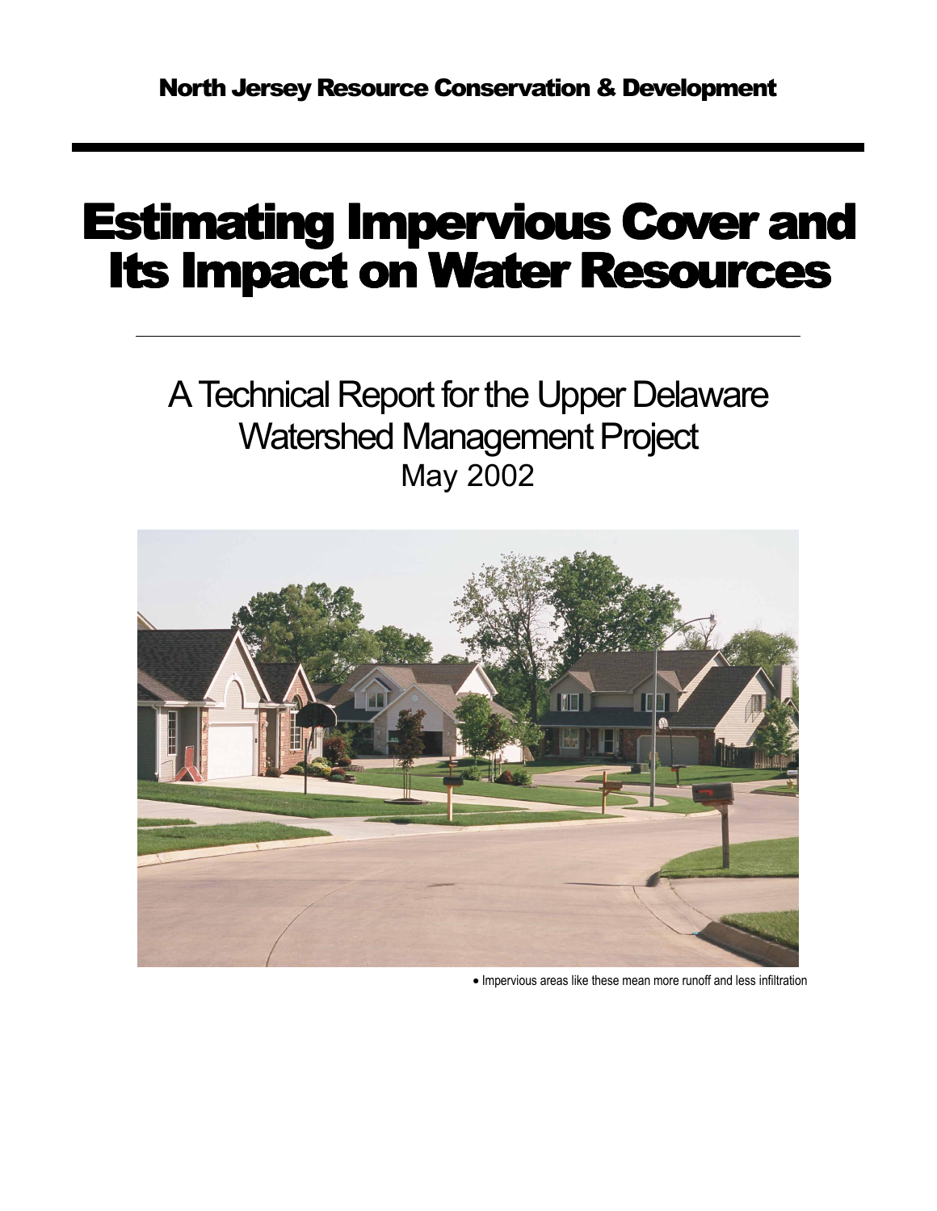North Jersey Resource Conservation & Development

# Estimating Impervious Cover and Its Impact on Water Resources

## A Technical Report for the Upper Delaware Watershed Management Project

May 2002

• Impervious areas like these mean more runoff and less infiltration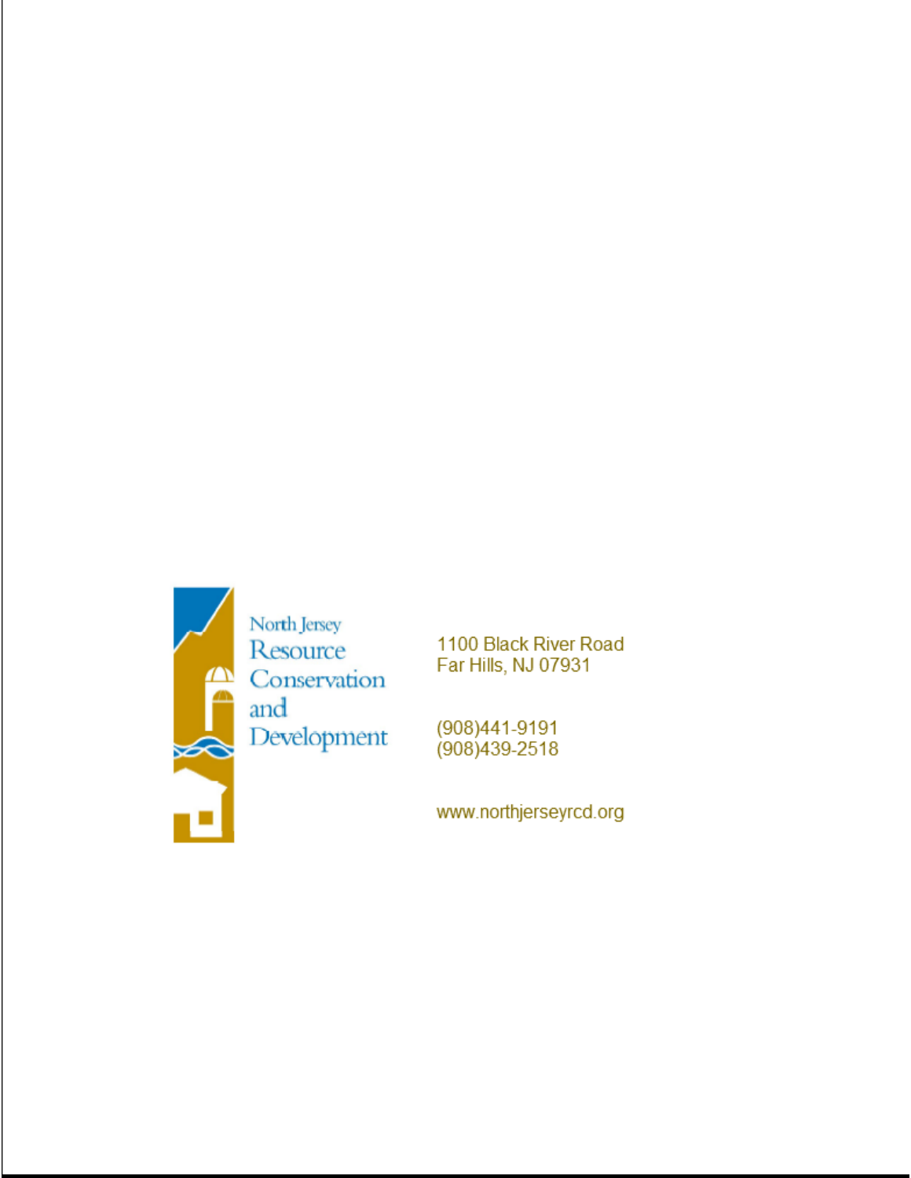North Jersey Resource Conservation and Development

1100 Black River Road
Far Hills, NJ 07931

(908)441-9191
(908)439-2518

www.northjerseyrcd.org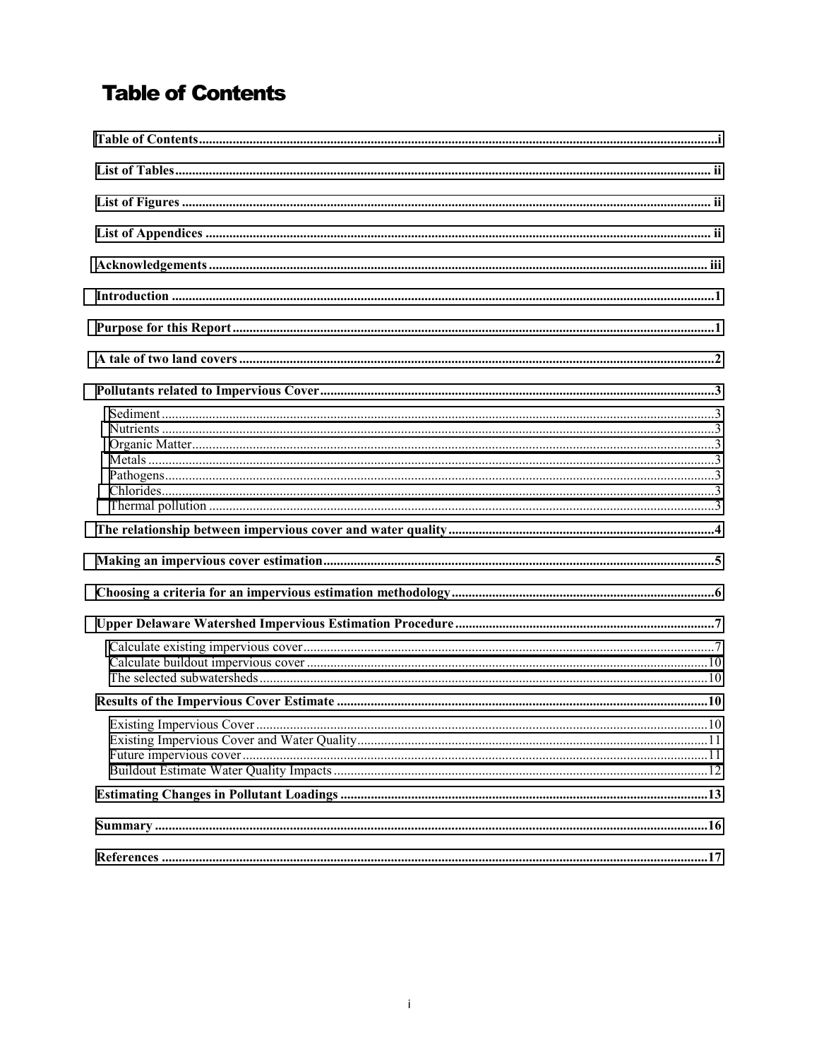# Table of Contents

Table of Contents .......... i

List of Tables .......... ii

List of Figures .......... ii

List of Appendices .......... ii

Acknowledgements .......... iii

Introduction .......... 1

Purpose for this Report .......... 1

A tale of two land covers .......... 2

Pollutants related to Impervious Cover .......... 3

- Sediment .......... 3
- Nutrients .......... 3
- Organic Matter .......... 3
- Metals .......... 3
- Pathogens .......... 3
- Chlorides .......... 3
- Thermal pollution .......... 3

The relationship between impervious cover and water quality .......... 4

Making an impervious cover estimation .......... 5

Choosing a criteria for an impervious estimation methodology .......... 6

Upper Delaware Watershed Impervious Estimation Procedure .......... 7

- Calculate existing impervious cover .......... 7
- Calculate buildout impervious cover .......... 10
- The selected subwatersheds .......... 10

Results of the Impervious Cover Estimate .......... 10

- Existing Impervious Cover .......... 10
- Existing Impervious Cover and Water Quality .......... 11
- Future impervious cover .......... 11
- Buildout Estimate Water Quality Impacts .......... 12

Estimating Changes in Pollutant Loadings .......... 13

Summary .......... 16

References .......... 17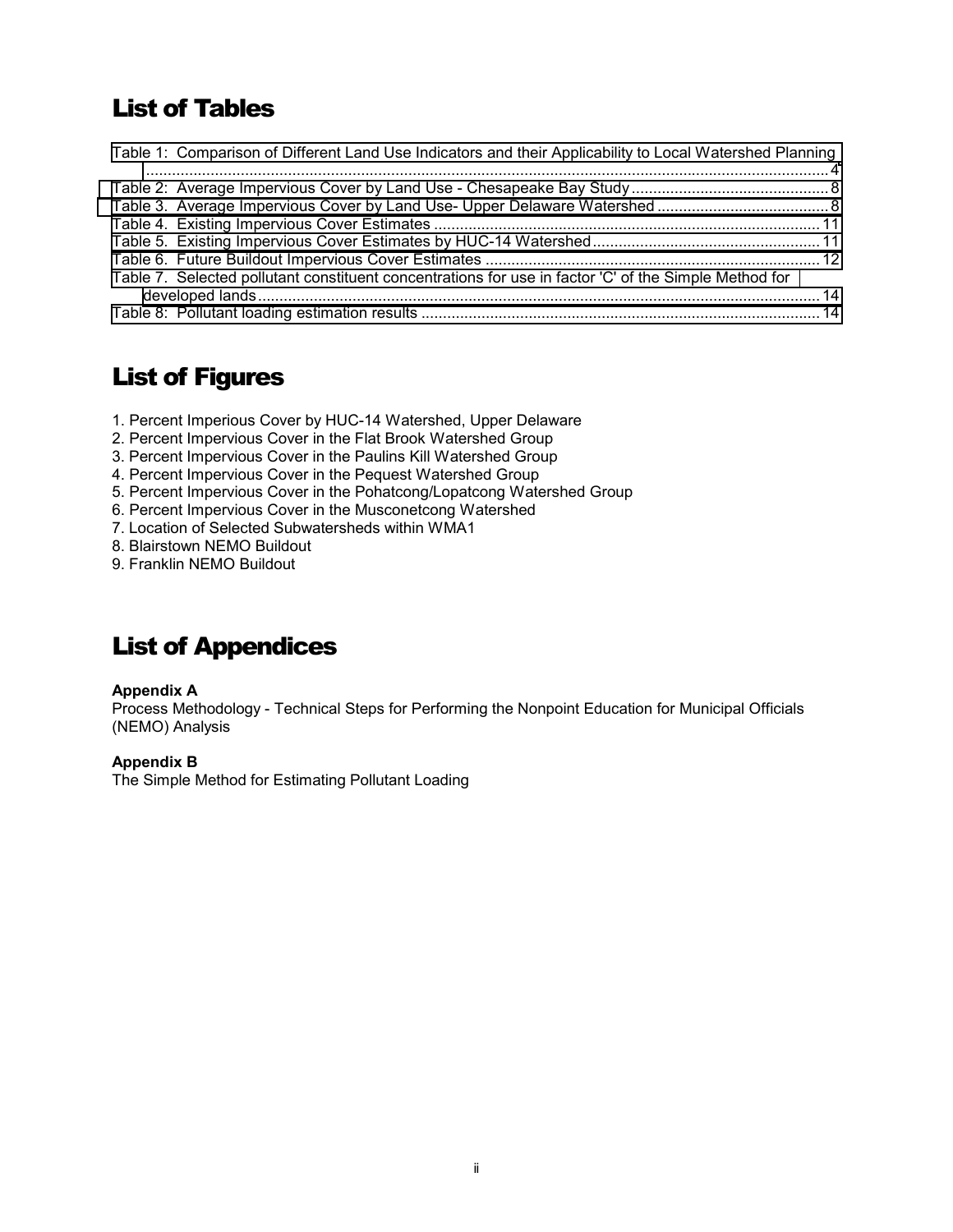## List of Tables

Table 1: Comparison of Different Land Use Indicators and their Applicability to Local Watershed Planning ..... 4
Table 2: Average Impervious Cover by Land Use - Chesapeake Bay Study ..... 8
Table 3. Average Impervious Cover by Land Use- Upper Delaware Watershed ..... 8
Table 4. Existing Impervious Cover Estimates ..... 11
Table 5. Existing Impervious Cover Estimates by HUC-14 Watershed ..... 11
Table 6. Future Buildout Impervious Cover Estimates ..... 12
Table 7. Selected pollutant constituent concentrations for use in factor 'C' of the Simple Method for developed lands ..... 14
Table 8: Pollutant loading estimation results ..... 14

## List of Figures

1. Percent Imperious Cover by HUC-14 Watershed, Upper Delaware
2. Percent Impervious Cover in the Flat Brook Watershed Group
3. Percent Impervious Cover in the Paulins Kill Watershed Group
4. Percent Impervious Cover in the Pequest Watershed Group
5. Percent Impervious Cover in the Pohatcong/Lopatcong Watershed Group
6. Percent Impervious Cover in the Musconetcong Watershed
7. Location of Selected Subwatersheds within WMA1
8. Blairstown NEMO Buildout
9. Franklin NEMO Buildout

## List of Appendices

**Appendix A**
Process Methodology - Technical Steps for Performing the Nonpoint Education for Municipal Officials (NEMO) Analysis

**Appendix B**
The Simple Method for Estimating Pollutant Loading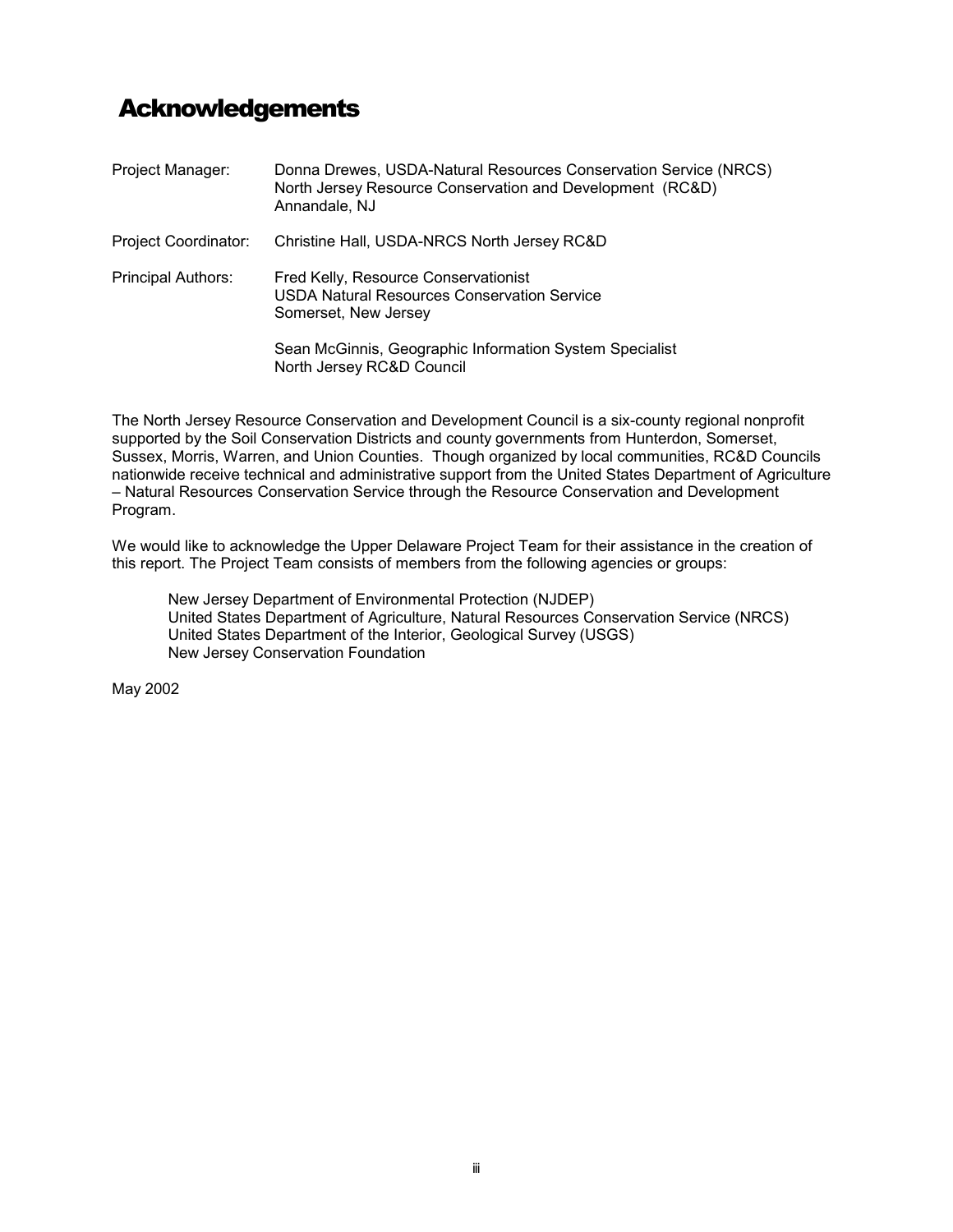# Acknowledgements

| | |
|---|---|
| Project Manager: | Donna Drewes, USDA-Natural Resources Conservation Service (NRCS)<br>North Jersey Resource Conservation and Development (RC&D)<br>Annandale, NJ |
| Project Coordinator: | Christine Hall, USDA-NRCS North Jersey RC&D |
| Principal Authors: | Fred Kelly, Resource Conservationist<br>USDA Natural Resources Conservation Service<br>Somerset, New Jersey |
| | Sean McGinnis, Geographic Information System Specialist<br>North Jersey RC&D Council |

The North Jersey Resource Conservation and Development Council is a six-county regional nonprofit supported by the Soil Conservation Districts and county governments from Hunterdon, Somerset, Sussex, Morris, Warren, and Union Counties. Though organized by local communities, RC&D Councils nationwide receive technical and administrative support from the United States Department of Agriculture – Natural Resources Conservation Service through the Resource Conservation and Development Program.

We would like to acknowledge the Upper Delaware Project Team for their assistance in the creation of this report. The Project Team consists of members from the following agencies or groups:

New Jersey Department of Environmental Protection (NJDEP)
United States Department of Agriculture, Natural Resources Conservation Service (NRCS)
United States Department of the Interior, Geological Survey (USGS)
New Jersey Conservation Foundation

May 2002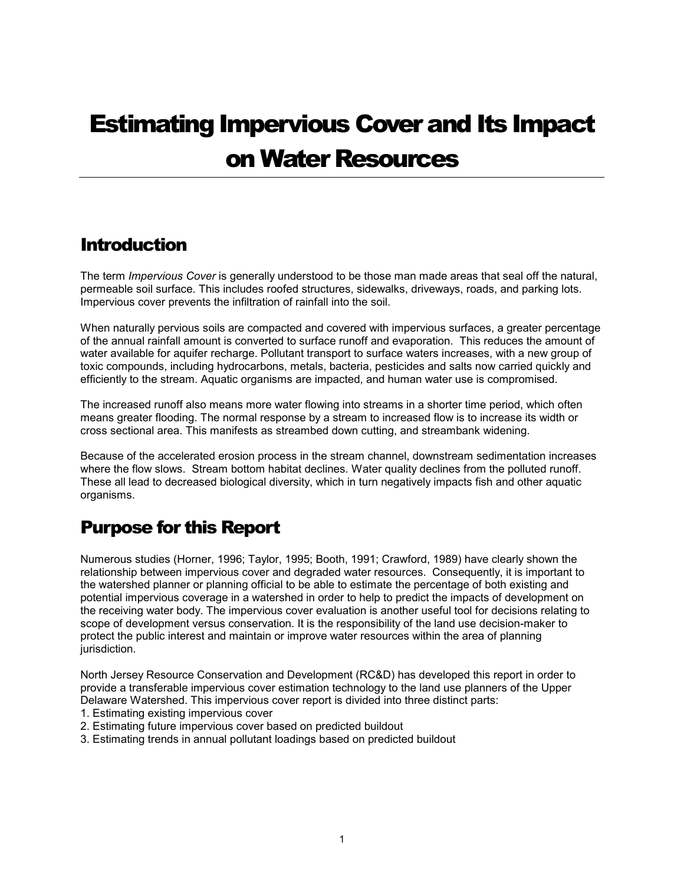# Estimating Impervious Cover and Its Impact on Water Resources

## Introduction

The term *Impervious Cover* is generally understood to be those man made areas that seal off the natural, permeable soil surface. This includes roofed structures, sidewalks, driveways, roads, and parking lots. Impervious cover prevents the infiltration of rainfall into the soil.

When naturally pervious soils are compacted and covered with impervious surfaces, a greater percentage of the annual rainfall amount is converted to surface runoff and evaporation. This reduces the amount of water available for aquifer recharge. Pollutant transport to surface waters increases, with a new group of toxic compounds, including hydrocarbons, metals, bacteria, pesticides and salts now carried quickly and efficiently to the stream. Aquatic organisms are impacted, and human water use is compromised.

The increased runoff also means more water flowing into streams in a shorter time period, which often means greater flooding. The normal response by a stream to increased flow is to increase its width or cross sectional area. This manifests as streambed down cutting, and streambank widening.

Because of the accelerated erosion process in the stream channel, downstream sedimentation increases where the flow slows. Stream bottom habitat declines. Water quality declines from the polluted runoff. These all lead to decreased biological diversity, which in turn negatively impacts fish and other aquatic organisms.

## Purpose for this Report

Numerous studies (Horner, 1996; Taylor, 1995; Booth, 1991; Crawford, 1989) have clearly shown the relationship between impervious cover and degraded water resources. Consequently, it is important to the watershed planner or planning official to be able to estimate the percentage of both existing and potential impervious coverage in a watershed in order to help to predict the impacts of development on the receiving water body. The impervious cover evaluation is another useful tool for decisions relating to scope of development versus conservation. It is the responsibility of the land use decision-maker to protect the public interest and maintain or improve water resources within the area of planning jurisdiction.

North Jersey Resource Conservation and Development (RC&D) has developed this report in order to provide a transferable impervious cover estimation technology to the land use planners of the Upper Delaware Watershed. This impervious cover report is divided into three distinct parts:

1. Estimating existing impervious cover
2. Estimating future impervious cover based on predicted buildout
3. Estimating trends in annual pollutant loadings based on predicted buildout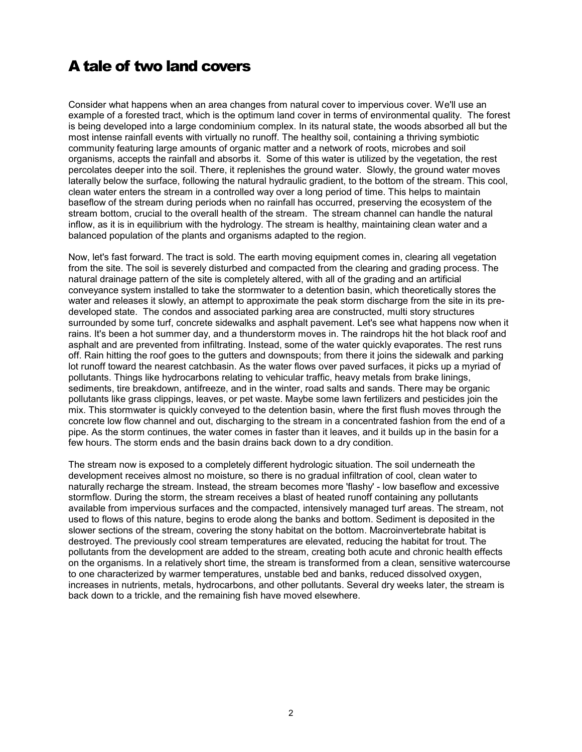# A tale of two land covers

Consider what happens when an area changes from natural cover to impervious cover. We'll use an example of a forested tract, which is the optimum land cover in terms of environmental quality. The forest is being developed into a large condominium complex. In its natural state, the woods absorbed all but the most intense rainfall events with virtually no runoff. The healthy soil, containing a thriving symbiotic community featuring large amounts of organic matter and a network of roots, microbes and soil organisms, accepts the rainfall and absorbs it. Some of this water is utilized by the vegetation, the rest percolates deeper into the soil. There, it replenishes the ground water. Slowly, the ground water moves laterally below the surface, following the natural hydraulic gradient, to the bottom of the stream. This cool, clean water enters the stream in a controlled way over a long period of time. This helps to maintain baseflow of the stream during periods when no rainfall has occurred, preserving the ecosystem of the stream bottom, crucial to the overall health of the stream. The stream channel can handle the natural inflow, as it is in equilibrium with the hydrology. The stream is healthy, maintaining clean water and a balanced population of the plants and organisms adapted to the region.

Now, let's fast forward. The tract is sold. The earth moving equipment comes in, clearing all vegetation from the site. The soil is severely disturbed and compacted from the clearing and grading process. The natural drainage pattern of the site is completely altered, with all of the grading and an artificial conveyance system installed to take the stormwater to a detention basin, which theoretically stores the water and releases it slowly, an attempt to approximate the peak storm discharge from the site in its pre-developed state. The condos and associated parking area are constructed, multi story structures surrounded by some turf, concrete sidewalks and asphalt pavement. Let's see what happens now when it rains. It's been a hot summer day, and a thunderstorm moves in. The raindrops hit the hot black roof and asphalt and are prevented from infiltrating. Instead, some of the water quickly evaporates. The rest runs off. Rain hitting the roof goes to the gutters and downspouts; from there it joins the sidewalk and parking lot runoff toward the nearest catchbasin. As the water flows over paved surfaces, it picks up a myriad of pollutants. Things like hydrocarbons relating to vehicular traffic, heavy metals from brake linings, sediments, tire breakdown, antifreeze, and in the winter, road salts and sands. There may be organic pollutants like grass clippings, leaves, or pet waste. Maybe some lawn fertilizers and pesticides join the mix. This stormwater is quickly conveyed to the detention basin, where the first flush moves through the concrete low flow channel and out, discharging to the stream in a concentrated fashion from the end of a pipe. As the storm continues, the water comes in faster than it leaves, and it builds up in the basin for a few hours. The storm ends and the basin drains back down to a dry condition.

The stream now is exposed to a completely different hydrologic situation. The soil underneath the development receives almost no moisture, so there is no gradual infiltration of cool, clean water to naturally recharge the stream. Instead, the stream becomes more 'flashy' - low baseflow and excessive stormflow. During the storm, the stream receives a blast of heated runoff containing any pollutants available from impervious surfaces and the compacted, intensively managed turf areas. The stream, not used to flows of this nature, begins to erode along the banks and bottom. Sediment is deposited in the slower sections of the stream, covering the stony habitat on the bottom. Macroinvertebrate habitat is destroyed. The previously cool stream temperatures are elevated, reducing the habitat for trout. The pollutants from the development are added to the stream, creating both acute and chronic health effects on the organisms. In a relatively short time, the stream is transformed from a clean, sensitive watercourse to one characterized by warmer temperatures, unstable bed and banks, reduced dissolved oxygen, increases in nutrients, metals, hydrocarbons, and other pollutants. Several dry weeks later, the stream is back down to a trickle, and the remaining fish have moved elsewhere.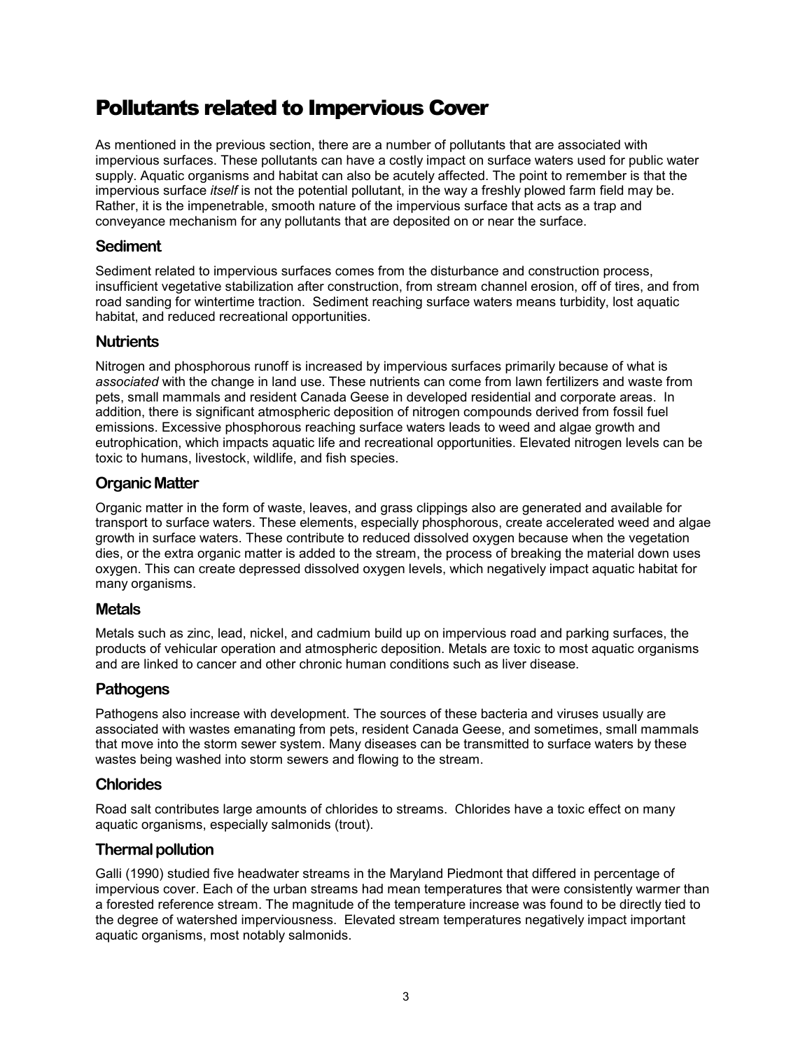# Pollutants related to Impervious Cover

As mentioned in the previous section, there are a number of pollutants that are associated with impervious surfaces. These pollutants can have a costly impact on surface waters used for public water supply. Aquatic organisms and habitat can also be acutely affected. The point to remember is that the impervious surface *itself* is not the potential pollutant, in the way a freshly plowed farm field may be. Rather, it is the impenetrable, smooth nature of the impervious surface that acts as a trap and conveyance mechanism for any pollutants that are deposited on or near the surface.

## Sediment

Sediment related to impervious surfaces comes from the disturbance and construction process, insufficient vegetative stabilization after construction, from stream channel erosion, off of tires, and from road sanding for wintertime traction. Sediment reaching surface waters means turbidity, lost aquatic habitat, and reduced recreational opportunities.

## Nutrients

Nitrogen and phosphorous runoff is increased by impervious surfaces primarily because of what is *associated* with the change in land use. These nutrients can come from lawn fertilizers and waste from pets, small mammals and resident Canada Geese in developed residential and corporate areas. In addition, there is significant atmospheric deposition of nitrogen compounds derived from fossil fuel emissions. Excessive phosphorous reaching surface waters leads to weed and algae growth and eutrophication, which impacts aquatic life and recreational opportunities. Elevated nitrogen levels can be toxic to humans, livestock, wildlife, and fish species.

## Organic Matter

Organic matter in the form of waste, leaves, and grass clippings also are generated and available for transport to surface waters. These elements, especially phosphorous, create accelerated weed and algae growth in surface waters. These contribute to reduced dissolved oxygen because when the vegetation dies, or the extra organic matter is added to the stream, the process of breaking the material down uses oxygen. This can create depressed dissolved oxygen levels, which negatively impact aquatic habitat for many organisms.

## Metals

Metals such as zinc, lead, nickel, and cadmium build up on impervious road and parking surfaces, the products of vehicular operation and atmospheric deposition. Metals are toxic to most aquatic organisms and are linked to cancer and other chronic human conditions such as liver disease.

## Pathogens

Pathogens also increase with development. The sources of these bacteria and viruses usually are associated with wastes emanating from pets, resident Canada Geese, and sometimes, small mammals that move into the storm sewer system. Many diseases can be transmitted to surface waters by these wastes being washed into storm sewers and flowing to the stream.

## Chlorides

Road salt contributes large amounts of chlorides to streams. Chlorides have a toxic effect on many aquatic organisms, especially salmonids (trout).

## Thermal pollution

Galli (1990) studied five headwater streams in the Maryland Piedmont that differed in percentage of impervious cover. Each of the urban streams had mean temperatures that were consistently warmer than a forested reference stream. The magnitude of the temperature increase was found to be directly tied to the degree of watershed imperviousness. Elevated stream temperatures negatively impact important aquatic organisms, most notably salmonids.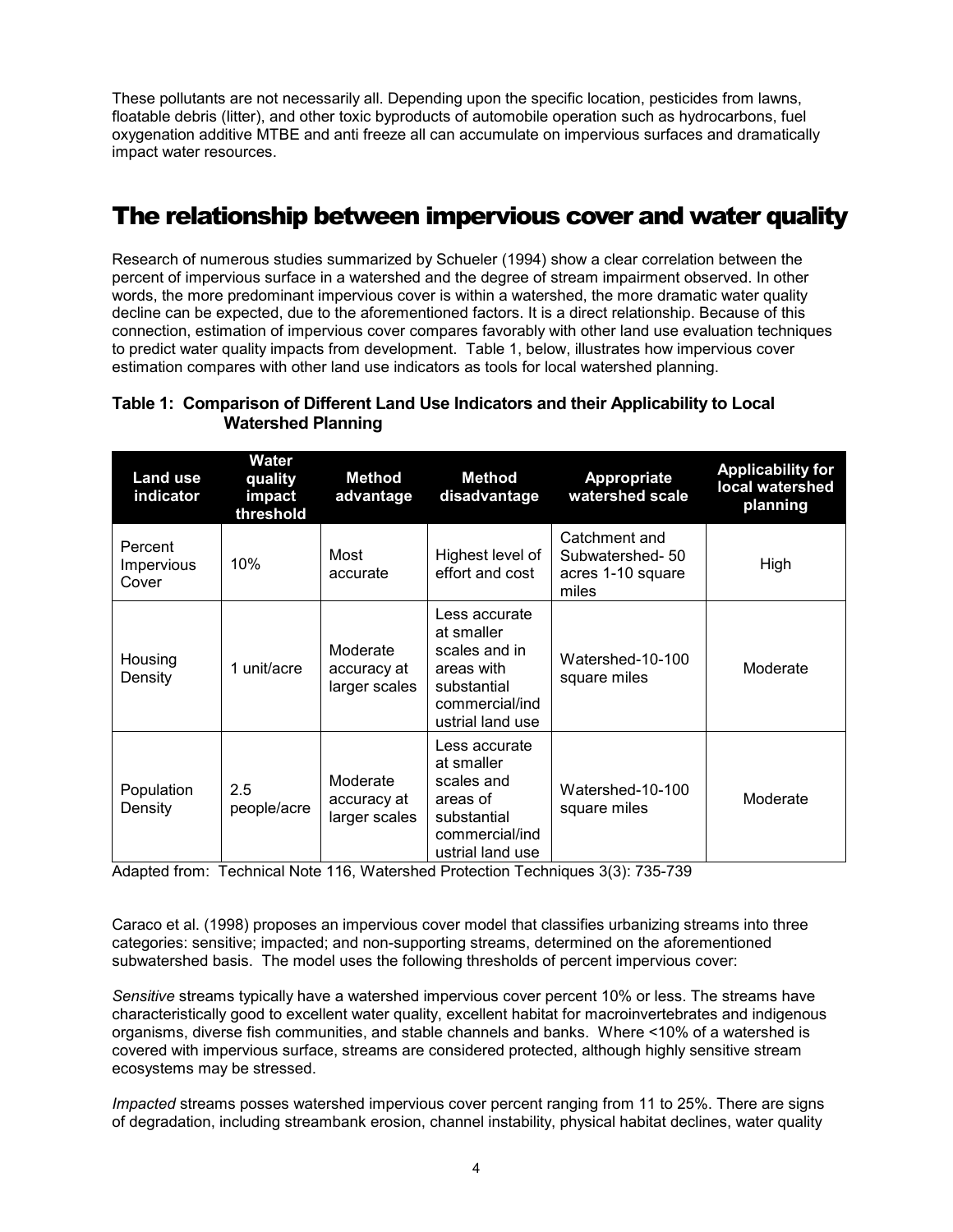These pollutants are not necessarily all. Depending upon the specific location, pesticides from lawns, floatable debris (litter), and other toxic byproducts of automobile operation such as hydrocarbons, fuel oxygenation additive MTBE and anti freeze all can accumulate on impervious surfaces and dramatically impact water resources.

# The relationship between impervious cover and water quality

Research of numerous studies summarized by Schueler (1994) show a clear correlation between the percent of impervious surface in a watershed and the degree of stream impairment observed. In other words, the more predominant impervious cover is within a watershed, the more dramatic water quality decline can be expected, due to the aforementioned factors. It is a direct relationship. Because of this connection, estimation of impervious cover compares favorably with other land use evaluation techniques to predict water quality impacts from development. Table 1, below, illustrates how impervious cover estimation compares with other land use indicators as tools for local watershed planning.

**Table 1: Comparison of Different Land Use Indicators and their Applicability to Local Watershed Planning**

| Land use indicator | Water quality impact threshold | Method advantage | Method disadvantage | Appropriate watershed scale | Applicability for local watershed planning |
|---|---|---|---|---|---|
| Percent Impervious Cover | 10% | Most accurate | Highest level of effort and cost | Catchment and Subwatershed- 50 acres 1-10 square miles | High |
| Housing Density | 1 unit/acre | Moderate accuracy at larger scales | Less accurate at smaller scales and in areas with substantial commercial/industrial land use | Watershed-10-100 square miles | Moderate |
| Population Density | 2.5 people/acre | Moderate accuracy at larger scales | Less accurate at smaller scales and areas of substantial commercial/industrial land use | Watershed-10-100 square miles | Moderate |

Adapted from: Technical Note 116, Watershed Protection Techniques 3(3): 735-739

Caraco et al. (1998) proposes an impervious cover model that classifies urbanizing streams into three categories: sensitive; impacted; and non-supporting streams, determined on the aforementioned subwatershed basis. The model uses the following thresholds of percent impervious cover:

*Sensitive* streams typically have a watershed impervious cover percent 10% or less. The streams have characteristically good to excellent water quality, excellent habitat for macroinvertebrates and indigenous organisms, diverse fish communities, and stable channels and banks. Where <10% of a watershed is covered with impervious surface, streams are considered protected, although highly sensitive stream ecosystems may be stressed.

*Impacted* streams posses watershed impervious cover percent ranging from 11 to 25%. There are signs of degradation, including streambank erosion, channel instability, physical habitat declines, water quality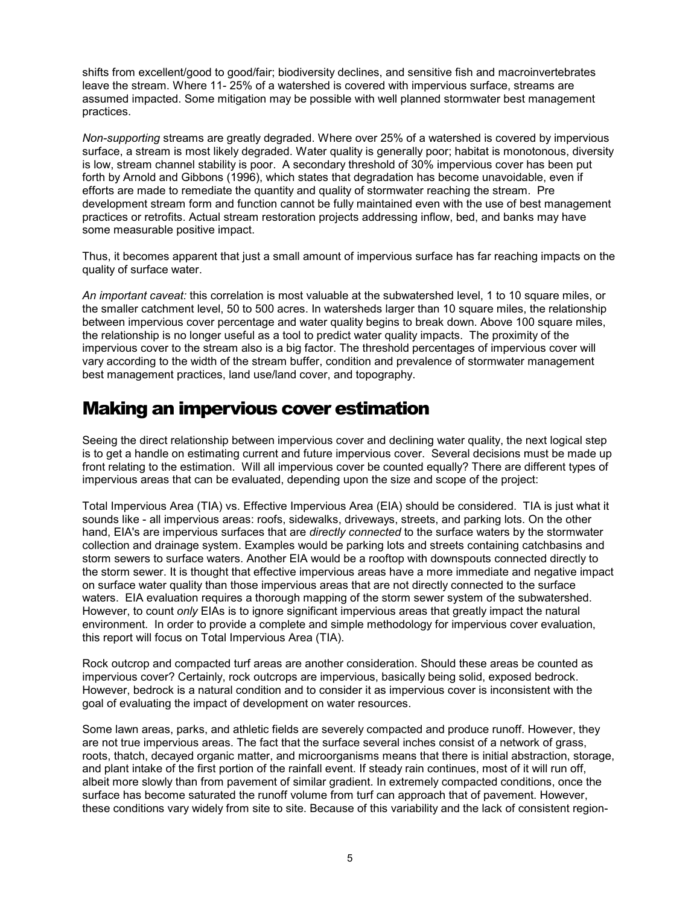shifts from excellent/good to good/fair; biodiversity declines, and sensitive fish and macroinvertebrates leave the stream. Where 11- 25% of a watershed is covered with impervious surface, streams are assumed impacted. Some mitigation may be possible with well planned stormwater best management practices.

*Non-supporting* streams are greatly degraded. Where over 25% of a watershed is covered by impervious surface, a stream is most likely degraded. Water quality is generally poor; habitat is monotonous, diversity is low, stream channel stability is poor. A secondary threshold of 30% impervious cover has been put forth by Arnold and Gibbons (1996), which states that degradation has become unavoidable, even if efforts are made to remediate the quantity and quality of stormwater reaching the stream. Pre development stream form and function cannot be fully maintained even with the use of best management practices or retrofits. Actual stream restoration projects addressing inflow, bed, and banks may have some measurable positive impact.

Thus, it becomes apparent that just a small amount of impervious surface has far reaching impacts on the quality of surface water.

*An important caveat:* this correlation is most valuable at the subwatershed level, 1 to 10 square miles, or the smaller catchment level, 50 to 500 acres. In watersheds larger than 10 square miles, the relationship between impervious cover percentage and water quality begins to break down. Above 100 square miles, the relationship is no longer useful as a tool to predict water quality impacts. The proximity of the impervious cover to the stream also is a big factor. The threshold percentages of impervious cover will vary according to the width of the stream buffer, condition and prevalence of stormwater management best management practices, land use/land cover, and topography.

## Making an impervious cover estimation

Seeing the direct relationship between impervious cover and declining water quality, the next logical step is to get a handle on estimating current and future impervious cover. Several decisions must be made up front relating to the estimation. Will all impervious cover be counted equally? There are different types of impervious areas that can be evaluated, depending upon the size and scope of the project:

Total Impervious Area (TIA) vs. Effective Impervious Area (EIA) should be considered. TIA is just what it sounds like - all impervious areas: roofs, sidewalks, driveways, streets, and parking lots. On the other hand, EIA's are impervious surfaces that are *directly connected* to the surface waters by the stormwater collection and drainage system. Examples would be parking lots and streets containing catchbasins and storm sewers to surface waters. Another EIA would be a rooftop with downspouts connected directly to the storm sewer. It is thought that effective impervious areas have a more immediate and negative impact on surface water quality than those impervious areas that are not directly connected to the surface waters. EIA evaluation requires a thorough mapping of the storm sewer system of the subwatershed. However, to count *only* EIAs is to ignore significant impervious areas that greatly impact the natural environment. In order to provide a complete and simple methodology for impervious cover evaluation, this report will focus on Total Impervious Area (TIA).

Rock outcrop and compacted turf areas are another consideration. Should these areas be counted as impervious cover? Certainly, rock outcrops are impervious, basically being solid, exposed bedrock. However, bedrock is a natural condition and to consider it as impervious cover is inconsistent with the goal of evaluating the impact of development on water resources.

Some lawn areas, parks, and athletic fields are severely compacted and produce runoff. However, they are not true impervious areas. The fact that the surface several inches consist of a network of grass, roots, thatch, decayed organic matter, and microorganisms means that there is initial abstraction, storage, and plant intake of the first portion of the rainfall event. If steady rain continues, most of it will run off, albeit more slowly than from pavement of similar gradient. In extremely compacted conditions, once the surface has become saturated the runoff volume from turf can approach that of pavement. However, these conditions vary widely from site to site. Because of this variability and the lack of consistent region-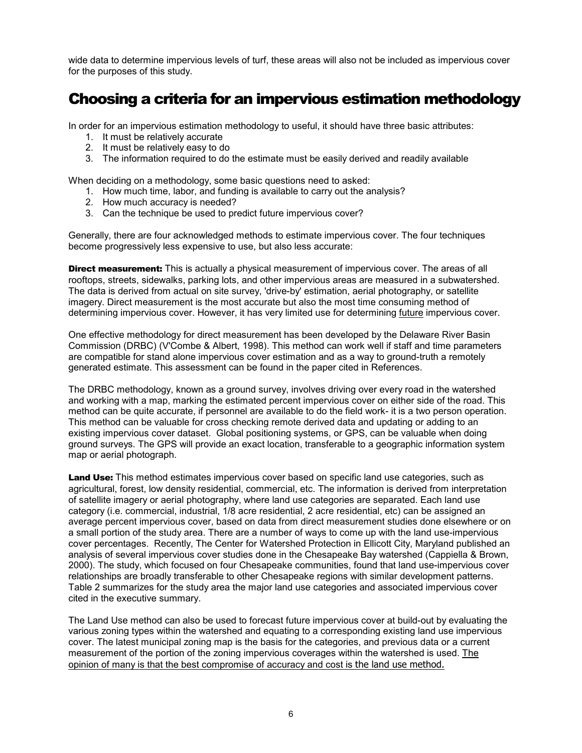wide data to determine impervious levels of turf, these areas will also not be included as impervious cover for the purposes of this study.

## Choosing a criteria for an impervious estimation methodology

In order for an impervious estimation methodology to useful, it should have three basic attributes:

1. It must be relatively accurate
2. It must be relatively easy to do
3. The information required to do the estimate must be easily derived and readily available

When deciding on a methodology, some basic questions need to asked:

1. How much time, labor, and funding is available to carry out the analysis?
2. How much accuracy is needed?
3. Can the technique be used to predict future impervious cover?

Generally, there are four acknowledged methods to estimate impervious cover. The four techniques become progressively less expensive to use, but also less accurate:

**Direct measurement:** This is actually a physical measurement of impervious cover. The areas of all rooftops, streets, sidewalks, parking lots, and other impervious areas are measured in a subwatershed. The data is derived from actual on site survey, 'drive-by' estimation, aerial photography, or satellite imagery. Direct measurement is the most accurate but also the most time consuming method of determining impervious cover. However, it has very limited use for determining <u>future</u> impervious cover.

One effective methodology for direct measurement has been developed by the Delaware River Basin Commission (DRBC) (V'Combe & Albert, 1998). This method can work well if staff and time parameters are compatible for stand alone impervious cover estimation and as a way to ground-truth a remotely generated estimate. This assessment can be found in the paper cited in References.

The DRBC methodology, known as a ground survey, involves driving over every road in the watershed and working with a map, marking the estimated percent impervious cover on either side of the road. This method can be quite accurate, if personnel are available to do the field work- it is a two person operation. This method can be valuable for cross checking remote derived data and updating or adding to an existing impervious cover dataset. Global positioning systems, or GPS, can be valuable when doing ground surveys. The GPS will provide an exact location, transferable to a geographic information system map or aerial photograph.

**Land Use:** This method estimates impervious cover based on specific land use categories, such as agricultural, forest, low density residential, commercial, etc. The information is derived from interpretation of satellite imagery or aerial photography, where land use categories are separated. Each land use category (i.e. commercial, industrial, 1/8 acre residential, 2 acre residential, etc) can be assigned an average percent impervious cover, based on data from direct measurement studies done elsewhere or on a small portion of the study area. There are a number of ways to come up with the land use-impervious cover percentages. Recently, The Center for Watershed Protection in Ellicott City, Maryland published an analysis of several impervious cover studies done in the Chesapeake Bay watershed (Cappiella & Brown, 2000). The study, which focused on four Chesapeake communities, found that land use-impervious cover relationships are broadly transferable to other Chesapeake regions with similar development patterns. Table 2 summarizes for the study area the major land use categories and associated impervious cover cited in the executive summary.

The Land Use method can also be used to forecast future impervious cover at build-out by evaluating the various zoning types within the watershed and equating to a corresponding existing land use impervious cover. The latest municipal zoning map is the basis for the categories, and previous data or a current measurement of the portion of the zoning impervious coverages within the watershed is used. <u>The opinion of many is that the best compromise of accuracy and cost is the land use method.</u>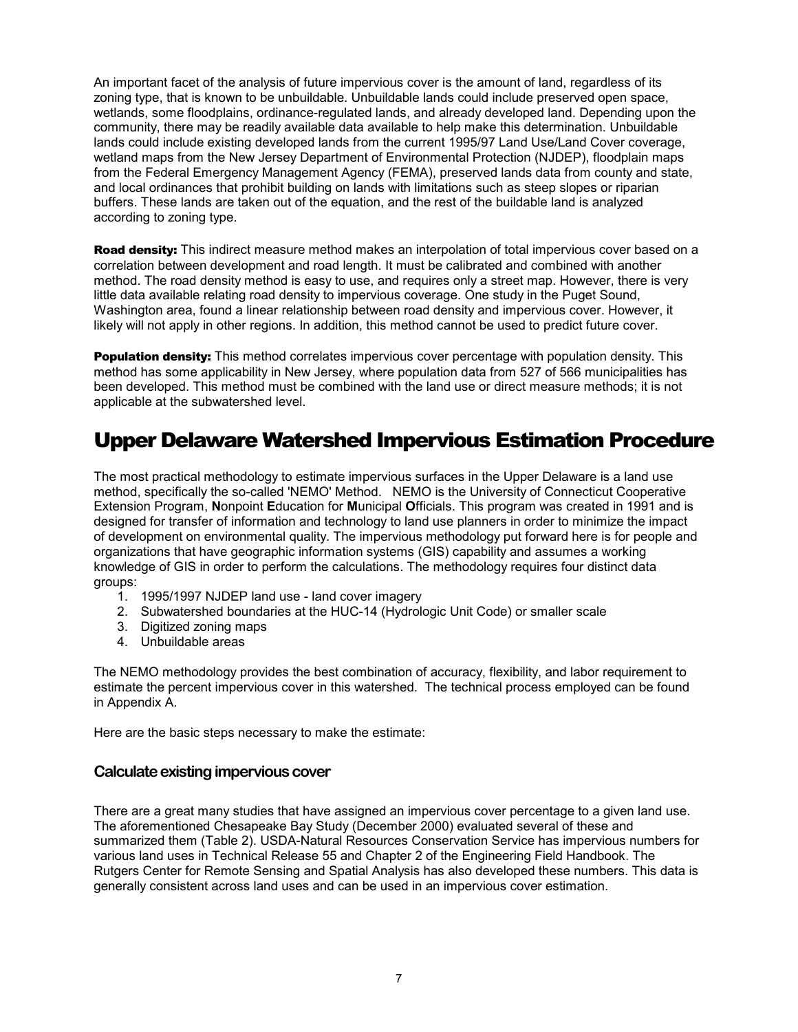An important facet of the analysis of future impervious cover is the amount of land, regardless of its zoning type, that is known to be unbuildable. Unbuildable lands could include preserved open space, wetlands, some floodplains, ordinance-regulated lands, and already developed land. Depending upon the community, there may be readily available data available to help make this determination. Unbuildable lands could include existing developed lands from the current 1995/97 Land Use/Land Cover coverage, wetland maps from the New Jersey Department of Environmental Protection (NJDEP), floodplain maps from the Federal Emergency Management Agency (FEMA), preserved lands data from county and state, and local ordinances that prohibit building on lands with limitations such as steep slopes or riparian buffers. These lands are taken out of the equation, and the rest of the buildable land is analyzed according to zoning type.

**Road density:** This indirect measure method makes an interpolation of total impervious cover based on a correlation between development and road length. It must be calibrated and combined with another method. The road density method is easy to use, and requires only a street map. However, there is very little data available relating road density to impervious coverage. One study in the Puget Sound, Washington area, found a linear relationship between road density and impervious cover. However, it likely will not apply in other regions. In addition, this method cannot be used to predict future cover.

**Population density:** This method correlates impervious cover percentage with population density. This method has some applicability in New Jersey, where population data from 527 of 566 municipalities has been developed. This method must be combined with the land use or direct measure methods; it is not applicable at the subwatershed level.

# Upper Delaware Watershed Impervious Estimation Procedure

The most practical methodology to estimate impervious surfaces in the Upper Delaware is a land use method, specifically the so-called 'NEMO' Method. NEMO is the University of Connecticut Cooperative Extension Program, **N**onpoint **E**ducation for **M**unicipal **O**fficials. This program was created in 1991 and is designed for transfer of information and technology to land use planners in order to minimize the impact of development on environmental quality. The impervious methodology put forward here is for people and organizations that have geographic information systems (GIS) capability and assumes a working knowledge of GIS in order to perform the calculations. The methodology requires four distinct data groups:

1. 1995/1997 NJDEP land use - land cover imagery
2. Subwatershed boundaries at the HUC-14 (Hydrologic Unit Code) or smaller scale
3. Digitized zoning maps
4. Unbuildable areas

The NEMO methodology provides the best combination of accuracy, flexibility, and labor requirement to estimate the percent impervious cover in this watershed. The technical process employed can be found in Appendix A.

Here are the basic steps necessary to make the estimate:

## Calculate existing impervious cover

There are a great many studies that have assigned an impervious cover percentage to a given land use. The aforementioned Chesapeake Bay Study (December 2000) evaluated several of these and summarized them (Table 2). USDA-Natural Resources Conservation Service has impervious numbers for various land uses in Technical Release 55 and Chapter 2 of the Engineering Field Handbook. The Rutgers Center for Remote Sensing and Spatial Analysis has also developed these numbers. This data is generally consistent across land uses and can be used in an impervious cover estimation.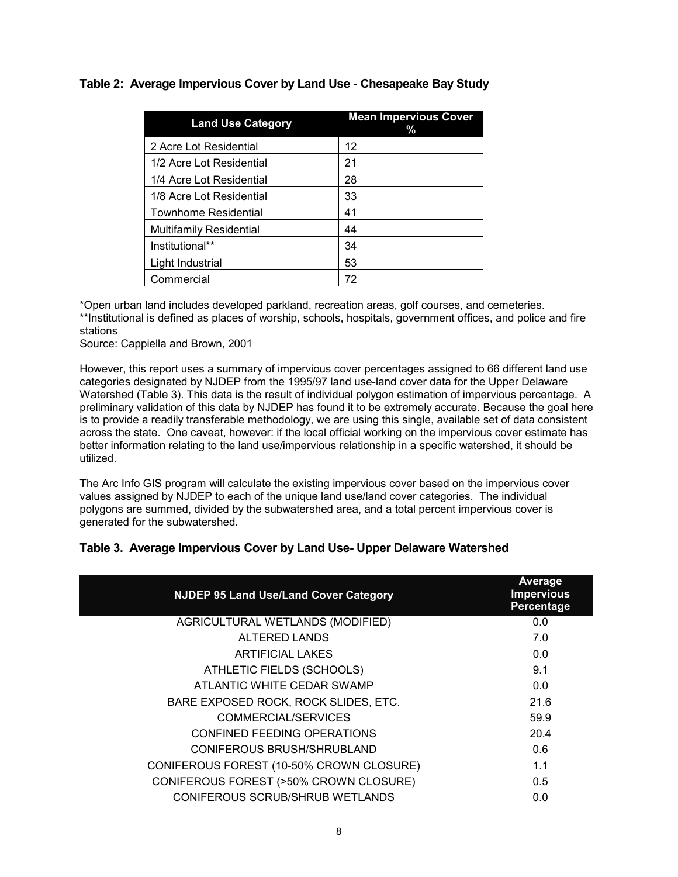### Table 2: Average Impervious Cover by Land Use - Chesapeake Bay Study

| Land Use Category | Mean Impervious Cover % |
|---|---|
| 2 Acre Lot Residential | 12 |
| 1/2 Acre Lot Residential | 21 |
| 1/4 Acre Lot Residential | 28 |
| 1/8 Acre Lot Residential | 33 |
| Townhome Residential | 41 |
| Multifamily Residential | 44 |
| Institutional** | 34 |
| Light Industrial | 53 |
| Commercial | 72 |

*Open urban land includes developed parkland, recreation areas, golf courses, and cemeteries.
**Institutional is defined as places of worship, schools, hospitals, government offices, and police and fire stations
Source: Cappiella and Brown, 2001

However, this report uses a summary of impervious cover percentages assigned to 66 different land use categories designated by NJDEP from the 1995/97 land use-land cover data for the Upper Delaware Watershed (Table 3). This data is the result of individual polygon estimation of impervious percentage. A preliminary validation of this data by NJDEP has found it to be extremely accurate. Because the goal here is to provide a readily transferable methodology, we are using this single, available set of data consistent across the state. One caveat, however: if the local official working on the impervious cover estimate has better information relating to the land use/impervious relationship in a specific watershed, it should be utilized.

The Arc Info GIS program will calculate the existing impervious cover based on the impervious cover values assigned by NJDEP to each of the unique land use/land cover categories. The individual polygons are summed, divided by the subwatershed area, and a total percent impervious cover is generated for the subwatershed.

### Table 3. Average Impervious Cover by Land Use- Upper Delaware Watershed

| NJDEP 95 Land Use/Land Cover Category | Average Impervious Percentage |
|---|---|
| AGRICULTURAL WETLANDS (MODIFIED) | 0.0 |
| ALTERED LANDS | 7.0 |
| ARTIFICIAL LAKES | 0.0 |
| ATHLETIC FIELDS (SCHOOLS) | 9.1 |
| ATLANTIC WHITE CEDAR SWAMP | 0.0 |
| BARE EXPOSED ROCK, ROCK SLIDES, ETC. | 21.6 |
| COMMERCIAL/SERVICES | 59.9 |
| CONFINED FEEDING OPERATIONS | 20.4 |
| CONIFEROUS BRUSH/SHRUBLAND | 0.6 |
| CONIFEROUS FOREST (10-50% CROWN CLOSURE) | 1.1 |
| CONIFEROUS FOREST (>50% CROWN CLOSURE) | 0.5 |
| CONIFEROUS SCRUB/SHRUB WETLANDS | 0.0 |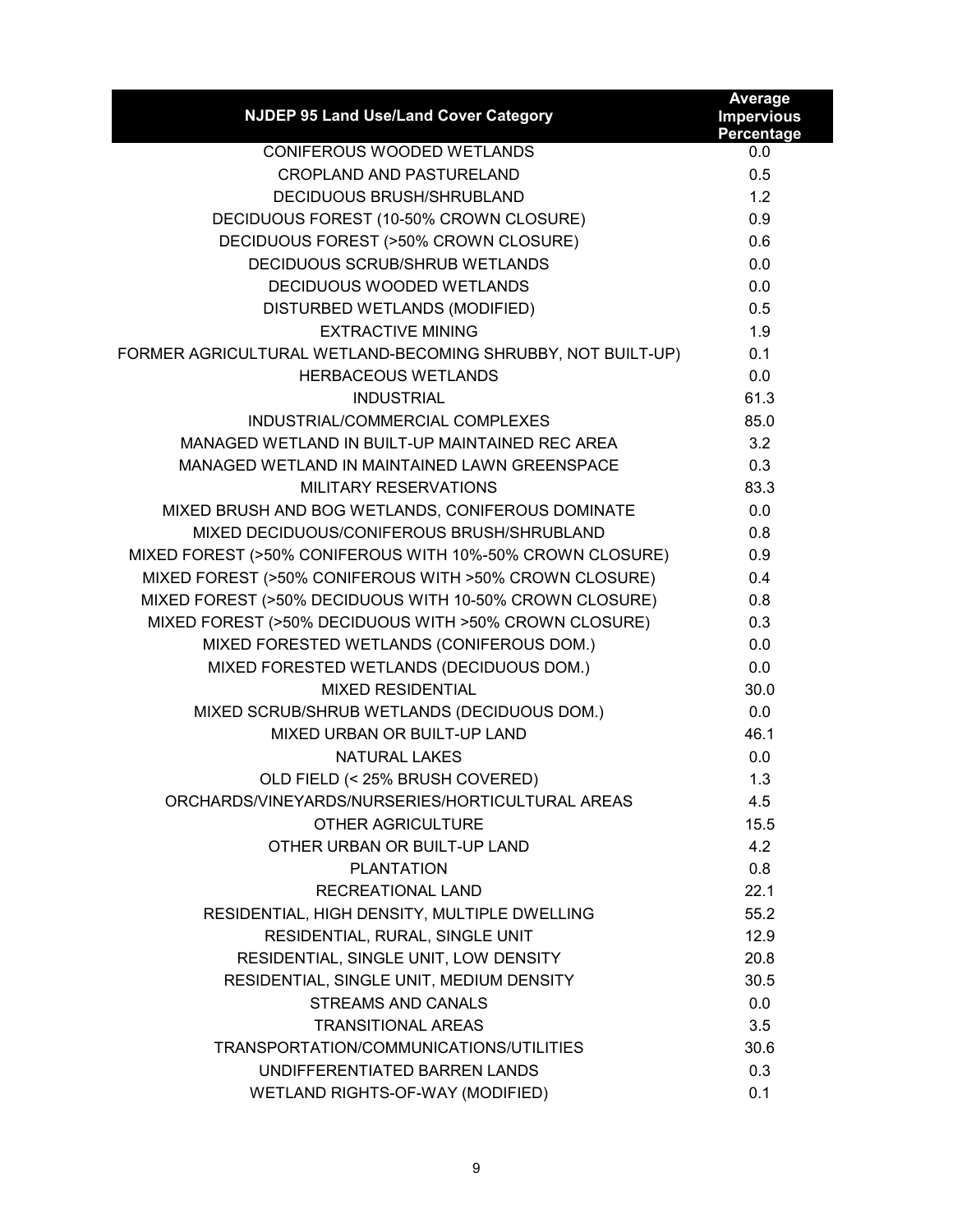| NJDEP 95 Land Use/Land Cover Category | Average Impervious Percentage |
|---|---|
| CONIFEROUS WOODED WETLANDS | 0.0 |
| CROPLAND AND PASTURELAND | 0.5 |
| DECIDUOUS BRUSH/SHRUBLAND | 1.2 |
| DECIDUOUS FOREST (10-50% CROWN CLOSURE) | 0.9 |
| DECIDUOUS FOREST (>50% CROWN CLOSURE) | 0.6 |
| DECIDUOUS SCRUB/SHRUB WETLANDS | 0.0 |
| DECIDUOUS WOODED WETLANDS | 0.0 |
| DISTURBED WETLANDS (MODIFIED) | 0.5 |
| EXTRACTIVE MINING | 1.9 |
| FORMER AGRICULTURAL WETLAND-BECOMING SHRUBBY, NOT BUILT-UP) | 0.1 |
| HERBACEOUS WETLANDS | 0.0 |
| INDUSTRIAL | 61.3 |
| INDUSTRIAL/COMMERCIAL COMPLEXES | 85.0 |
| MANAGED WETLAND IN BUILT-UP MAINTAINED REC AREA | 3.2 |
| MANAGED WETLAND IN MAINTAINED LAWN GREENSPACE | 0.3 |
| MILITARY RESERVATIONS | 83.3 |
| MIXED BRUSH AND BOG WETLANDS, CONIFEROUS DOMINATE | 0.0 |
| MIXED DECIDUOUS/CONIFEROUS BRUSH/SHRUBLAND | 0.8 |
| MIXED FOREST (>50% CONIFEROUS WITH 10%-50% CROWN CLOSURE) | 0.9 |
| MIXED FOREST (>50% CONIFEROUS WITH >50% CROWN CLOSURE) | 0.4 |
| MIXED FOREST (>50% DECIDUOUS WITH 10-50% CROWN CLOSURE) | 0.8 |
| MIXED FOREST (>50% DECIDUOUS WITH >50% CROWN CLOSURE) | 0.3 |
| MIXED FORESTED WETLANDS (CONIFEROUS DOM.) | 0.0 |
| MIXED FORESTED WETLANDS (DECIDUOUS DOM.) | 0.0 |
| MIXED RESIDENTIAL | 30.0 |
| MIXED SCRUB/SHRUB WETLANDS (DECIDUOUS DOM.) | 0.0 |
| MIXED URBAN OR BUILT-UP LAND | 46.1 |
| NATURAL LAKES | 0.0 |
| OLD FIELD (< 25% BRUSH COVERED) | 1.3 |
| ORCHARDS/VINEYARDS/NURSERIES/HORTICULTURAL AREAS | 4.5 |
| OTHER AGRICULTURE | 15.5 |
| OTHER URBAN OR BUILT-UP LAND | 4.2 |
| PLANTATION | 0.8 |
| RECREATIONAL LAND | 22.1 |
| RESIDENTIAL, HIGH DENSITY, MULTIPLE DWELLING | 55.2 |
| RESIDENTIAL, RURAL, SINGLE UNIT | 12.9 |
| RESIDENTIAL, SINGLE UNIT, LOW DENSITY | 20.8 |
| RESIDENTIAL, SINGLE UNIT, MEDIUM DENSITY | 30.5 |
| STREAMS AND CANALS | 0.0 |
| TRANSITIONAL AREAS | 3.5 |
| TRANSPORTATION/COMMUNICATIONS/UTILITIES | 30.6 |
| UNDIFFERENTIATED BARREN LANDS | 0.3 |
| WETLAND RIGHTS-OF-WAY (MODIFIED) | 0.1 |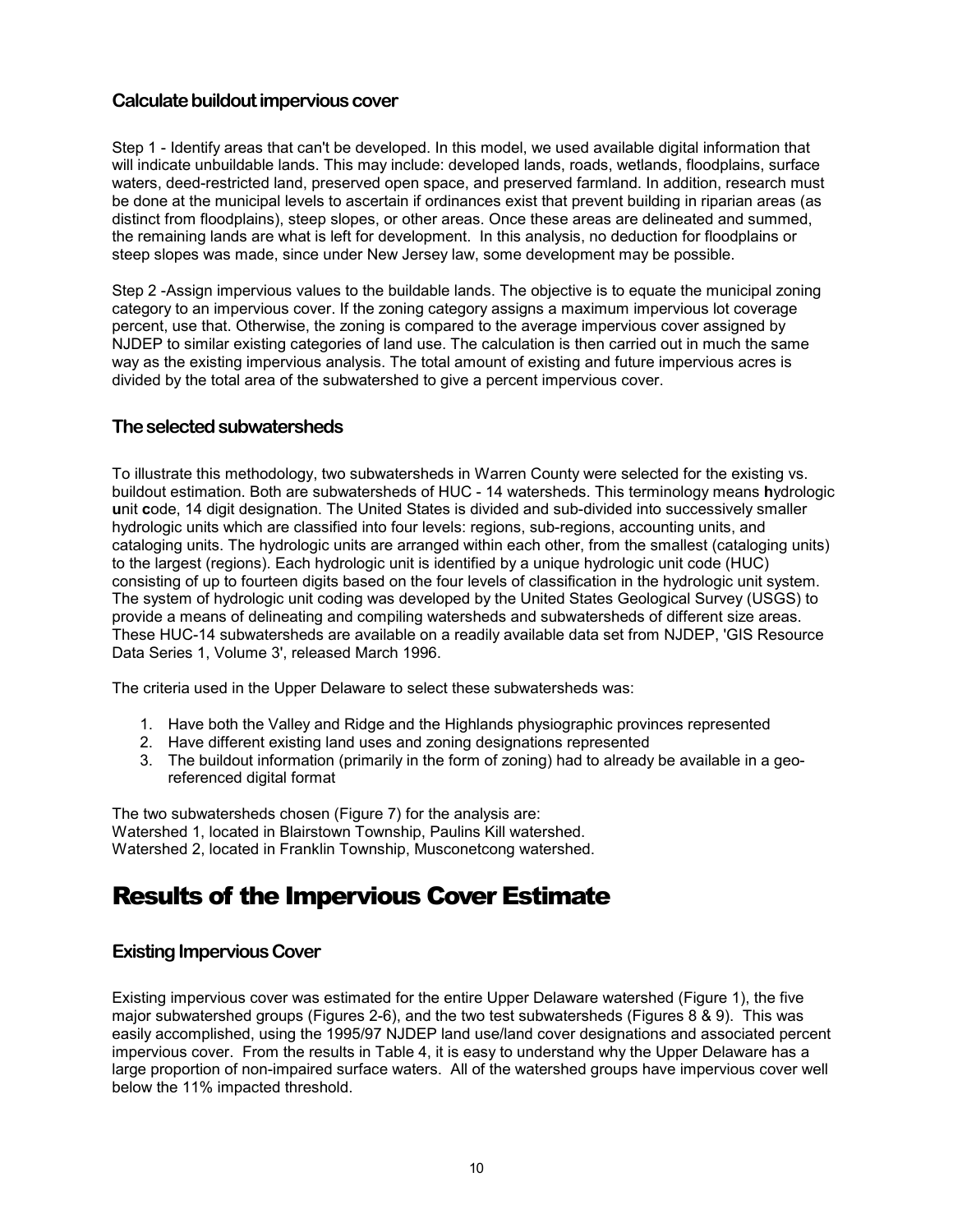### Calculate buildout impervious cover

Step 1 - Identify areas that can't be developed. In this model, we used available digital information that will indicate unbuildable lands. This may include: developed lands, roads, wetlands, floodplains, surface waters, deed-restricted land, preserved open space, and preserved farmland. In addition, research must be done at the municipal levels to ascertain if ordinances exist that prevent building in riparian areas (as distinct from floodplains), steep slopes, or other areas. Once these areas are delineated and summed, the remaining lands are what is left for development. In this analysis, no deduction for floodplains or steep slopes was made, since under New Jersey law, some development may be possible.

Step 2 -Assign impervious values to the buildable lands. The objective is to equate the municipal zoning category to an impervious cover. If the zoning category assigns a maximum impervious lot coverage percent, use that. Otherwise, the zoning is compared to the average impervious cover assigned by NJDEP to similar existing categories of land use. The calculation is then carried out in much the same way as the existing impervious analysis. The total amount of existing and future impervious acres is divided by the total area of the subwatershed to give a percent impervious cover.

### The selected subwatersheds

To illustrate this methodology, two subwatersheds in Warren County were selected for the existing vs. buildout estimation. Both are subwatersheds of HUC - 14 watersheds. This terminology means **h**ydrologic **u**nit **c**ode, 14 digit designation. The United States is divided and sub-divided into successively smaller hydrologic units which are classified into four levels: regions, sub-regions, accounting units, and cataloging units. The hydrologic units are arranged within each other, from the smallest (cataloging units) to the largest (regions). Each hydrologic unit is identified by a unique hydrologic unit code (HUC) consisting of up to fourteen digits based on the four levels of classification in the hydrologic unit system. The system of hydrologic unit coding was developed by the United States Geological Survey (USGS) to provide a means of delineating and compiling watersheds and subwatersheds of different size areas. These HUC-14 subwatersheds are available on a readily available data set from NJDEP, 'GIS Resource Data Series 1, Volume 3', released March 1996.

The criteria used in the Upper Delaware to select these subwatersheds was:

1. Have both the Valley and Ridge and the Highlands physiographic provinces represented
2. Have different existing land uses and zoning designations represented
3. The buildout information (primarily in the form of zoning) had to already be available in a geo-referenced digital format

The two subwatersheds chosen (Figure 7) for the analysis are:
Watershed 1, located in Blairstown Township, Paulins Kill watershed.
Watershed 2, located in Franklin Township, Musconetcong watershed.

## Results of the Impervious Cover Estimate

### Existing Impervious Cover

Existing impervious cover was estimated for the entire Upper Delaware watershed (Figure 1), the five major subwatershed groups (Figures 2-6), and the two test subwatersheds (Figures 8 & 9). This was easily accomplished, using the 1995/97 NJDEP land use/land cover designations and associated percent impervious cover. From the results in Table 4, it is easy to understand why the Upper Delaware has a large proportion of non-impaired surface waters. All of the watershed groups have impervious cover well below the 11% impacted threshold.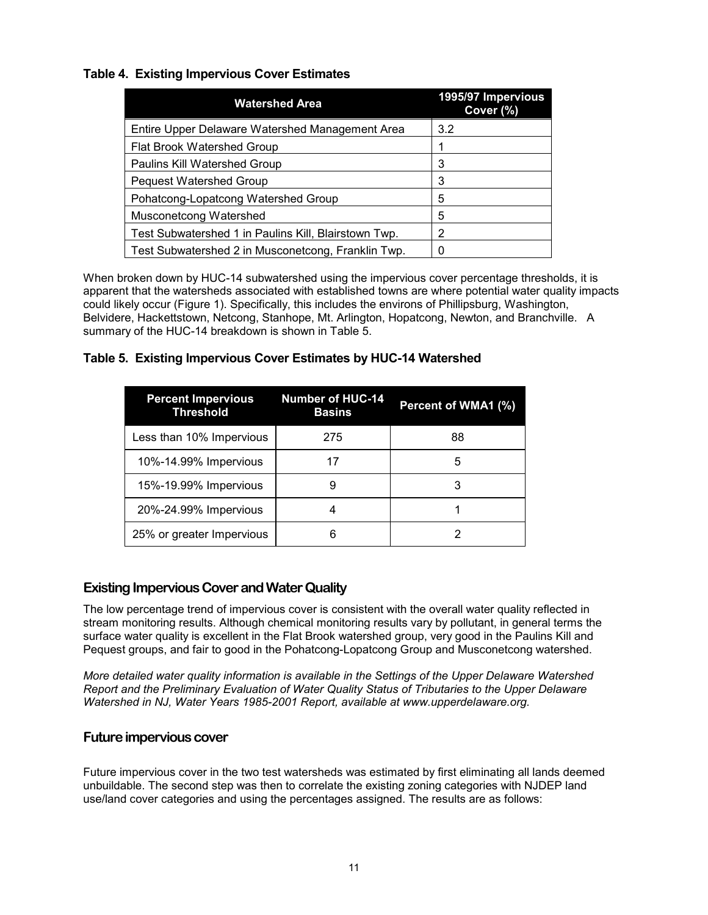**Table 4. Existing Impervious Cover Estimates**

| Watershed Area | 1995/97 Impervious Cover (%) |
|---|---|
| Entire Upper Delaware Watershed Management Area | 3.2 |
| Flat Brook Watershed Group | 1 |
| Paulins Kill Watershed Group | 3 |
| Pequest Watershed Group | 3 |
| Pohatcong-Lopatcong Watershed Group | 5 |
| Musconetcong Watershed | 5 |
| Test Subwatershed 1 in Paulins Kill, Blairstown Twp. | 2 |
| Test Subwatershed 2 in Musconetcong, Franklin Twp. | 0 |

When broken down by HUC-14 subwatershed using the impervious cover percentage thresholds, it is apparent that the watersheds associated with established towns are where potential water quality impacts could likely occur (Figure 1). Specifically, this includes the environs of Phillipsburg, Washington, Belvidere, Hackettstown, Netcong, Stanhope, Mt. Arlington, Hopatcong, Newton, and Branchville. A summary of the HUC-14 breakdown is shown in Table 5.

**Table 5. Existing Impervious Cover Estimates by HUC-14 Watershed**

| Percent Impervious Threshold | Number of HUC-14 Basins | Percent of WMA1 (%) |
|---|---|---|
| Less than 10% Impervious | 275 | 88 |
| 10%-14.99% Impervious | 17 | 5 |
| 15%-19.99% Impervious | 9 | 3 |
| 20%-24.99% Impervious | 4 | 1 |
| 25% or greater Impervious | 6 | 2 |

## Existing Impervious Cover and Water Quality

The low percentage trend of impervious cover is consistent with the overall water quality reflected in stream monitoring results. Although chemical monitoring results vary by pollutant, in general terms the surface water quality is excellent in the Flat Brook watershed group, very good in the Paulins Kill and Pequest groups, and fair to good in the Pohatcong-Lopatcong Group and Musconetcong watershed.

*More detailed water quality information is available in the Settings of the Upper Delaware Watershed Report and the Preliminary Evaluation of Water Quality Status of Tributaries to the Upper Delaware Watershed in NJ, Water Years 1985-2001 Report, available at www.upperdelaware.org.*

## Future impervious cover

Future impervious cover in the two test watersheds was estimated by first eliminating all lands deemed unbuildable. The second step was then to correlate the existing zoning categories with NJDEP land use/land cover categories and using the percentages assigned. The results are as follows: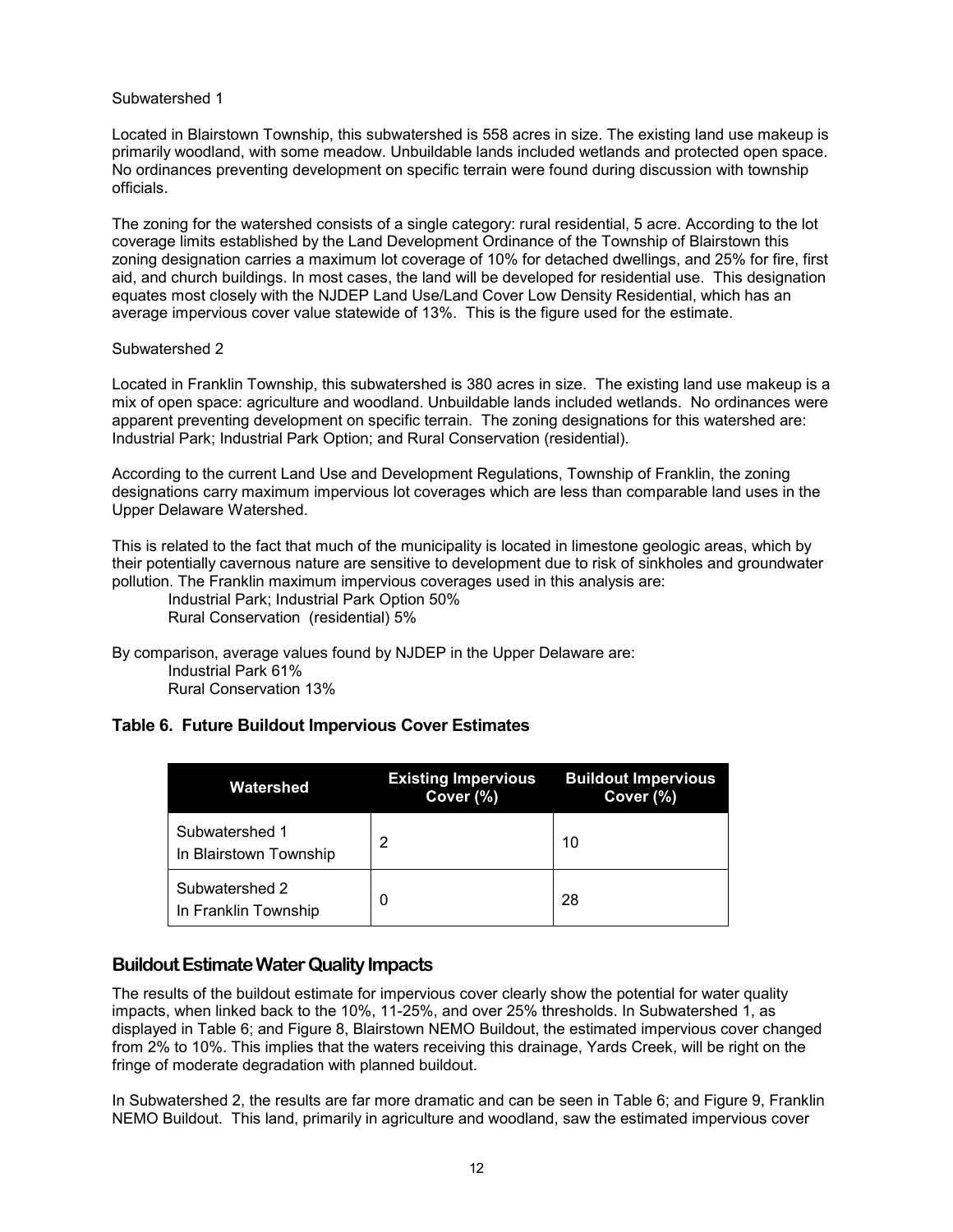Subwatershed 1

Located in Blairstown Township, this subwatershed is 558 acres in size. The existing land use makeup is primarily woodland, with some meadow. Unbuildable lands included wetlands and protected open space. No ordinances preventing development on specific terrain were found during discussion with township officials.

The zoning for the watershed consists of a single category: rural residential, 5 acre. According to the lot coverage limits established by the Land Development Ordinance of the Township of Blairstown this zoning designation carries a maximum lot coverage of 10% for detached dwellings, and 25% for fire, first aid, and church buildings. In most cases, the land will be developed for residential use. This designation equates most closely with the NJDEP Land Use/Land Cover Low Density Residential, which has an average impervious cover value statewide of 13%. This is the figure used for the estimate.

Subwatershed 2

Located in Franklin Township, this subwatershed is 380 acres in size. The existing land use makeup is a mix of open space: agriculture and woodland. Unbuildable lands included wetlands. No ordinances were apparent preventing development on specific terrain. The zoning designations for this watershed are: Industrial Park; Industrial Park Option; and Rural Conservation (residential).

According to the current Land Use and Development Regulations, Township of Franklin, the zoning designations carry maximum impervious lot coverages which are less than comparable land uses in the Upper Delaware Watershed.

This is related to the fact that much of the municipality is located in limestone geologic areas, which by their potentially cavernous nature are sensitive to development due to risk of sinkholes and groundwater pollution. The Franklin maximum impervious coverages used in this analysis are:

Industrial Park; Industrial Park Option 50%
Rural Conservation (residential) 5%

By comparison, average values found by NJDEP in the Upper Delaware are:

Industrial Park 61%
Rural Conservation 13%

### Table 6. Future Buildout Impervious Cover Estimates

| Watershed | Existing Impervious Cover (%) | Buildout Impervious Cover (%) |
|---|---|---|
| Subwatershed 1 In Blairstown Township | 2 | 10 |
| Subwatershed 2 In Franklin Township | 0 | 28 |

## Buildout Estimate Water Quality Impacts

The results of the buildout estimate for impervious cover clearly show the potential for water quality impacts, when linked back to the 10%, 11-25%, and over 25% thresholds. In Subwatershed 1, as displayed in Table 6; and Figure 8, Blairstown NEMO Buildout, the estimated impervious cover changed from 2% to 10%. This implies that the waters receiving this drainage, Yards Creek, will be right on the fringe of moderate degradation with planned buildout.

In Subwatershed 2, the results are far more dramatic and can be seen in Table 6; and Figure 9, Franklin NEMO Buildout. This land, primarily in agriculture and woodland, saw the estimated impervious cover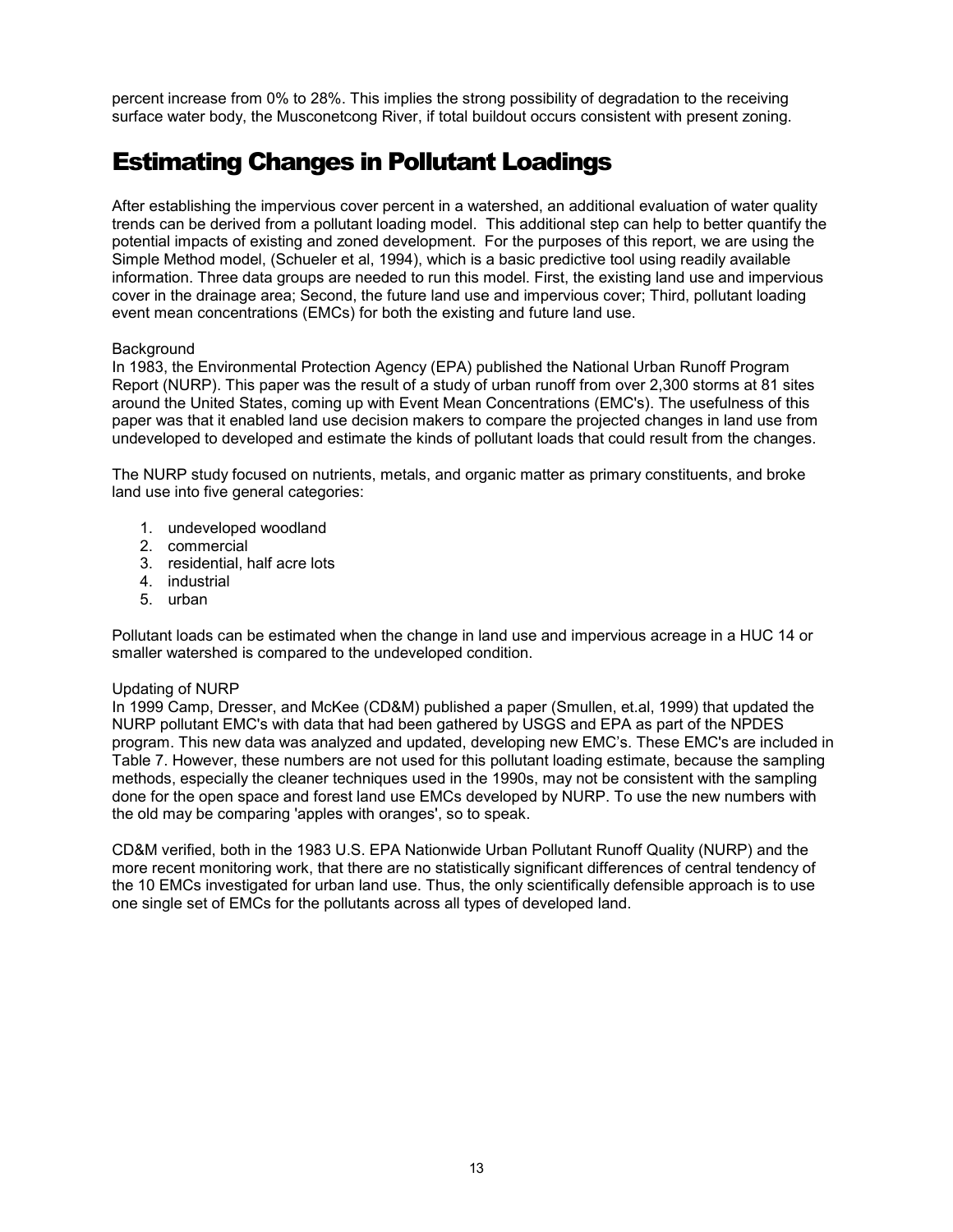percent increase from 0% to 28%. This implies the strong possibility of degradation to the receiving surface water body, the Musconetcong River, if total buildout occurs consistent with present zoning.

# Estimating Changes in Pollutant Loadings

After establishing the impervious cover percent in a watershed, an additional evaluation of water quality trends can be derived from a pollutant loading model. This additional step can help to better quantify the potential impacts of existing and zoned development. For the purposes of this report, we are using the Simple Method model, (Schueler et al, 1994), which is a basic predictive tool using readily available information. Three data groups are needed to run this model. First, the existing land use and impervious cover in the drainage area; Second, the future land use and impervious cover; Third, pollutant loading event mean concentrations (EMCs) for both the existing and future land use.

Background

In 1983, the Environmental Protection Agency (EPA) published the National Urban Runoff Program Report (NURP). This paper was the result of a study of urban runoff from over 2,300 storms at 81 sites around the United States, coming up with Event Mean Concentrations (EMC's). The usefulness of this paper was that it enabled land use decision makers to compare the projected changes in land use from undeveloped to developed and estimate the kinds of pollutant loads that could result from the changes.

The NURP study focused on nutrients, metals, and organic matter as primary constituents, and broke land use into five general categories:

1. undeveloped woodland
2. commercial
3. residential, half acre lots
4. industrial
5. urban

Pollutant loads can be estimated when the change in land use and impervious acreage in a HUC 14 or smaller watershed is compared to the undeveloped condition.

Updating of NURP

In 1999 Camp, Dresser, and McKee (CD&M) published a paper (Smullen, et.al, 1999) that updated the NURP pollutant EMC's with data that had been gathered by USGS and EPA as part of the NPDES program. This new data was analyzed and updated, developing new EMC's. These EMC's are included in Table 7. However, these numbers are not used for this pollutant loading estimate, because the sampling methods, especially the cleaner techniques used in the 1990s, may not be consistent with the sampling done for the open space and forest land use EMCs developed by NURP. To use the new numbers with the old may be comparing 'apples with oranges', so to speak.

CD&M verified, both in the 1983 U.S. EPA Nationwide Urban Pollutant Runoff Quality (NURP) and the more recent monitoring work, that there are no statistically significant differences of central tendency of the 10 EMCs investigated for urban land use. Thus, the only scientifically defensible approach is to use one single set of EMCs for the pollutants across all types of developed land.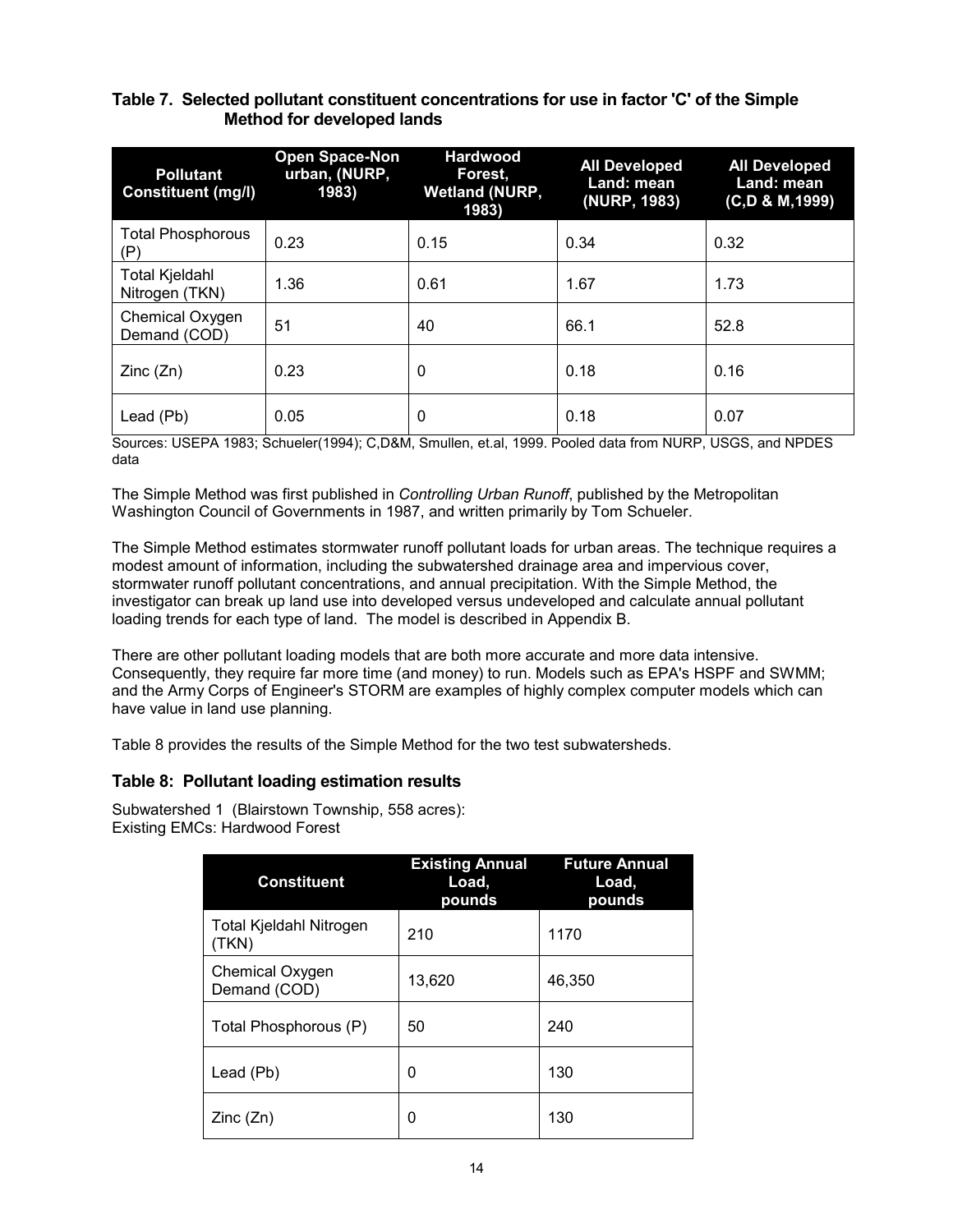### Table 7. Selected pollutant constituent concentrations for use in factor 'C' of the Simple Method for developed lands

| Pollutant Constituent (mg/l) | Open Space-Non urban, (NURP, 1983) | Hardwood Forest, Wetland (NURP, 1983) | All Developed Land: mean (NURP, 1983) | All Developed Land: mean (C,D & M,1999) |
|---|---|---|---|---|
| Total Phosphorous (P) | 0.23 | 0.15 | 0.34 | 0.32 |
| Total Kjeldahl Nitrogen (TKN) | 1.36 | 0.61 | 1.67 | 1.73 |
| Chemical Oxygen Demand (COD) | 51 | 40 | 66.1 | 52.8 |
| Zinc (Zn) | 0.23 | 0 | 0.18 | 0.16 |
| Lead (Pb) | 0.05 | 0 | 0.18 | 0.07 |

Sources: USEPA 1983; Schueler(1994); C,D&M, Smullen, et.al, 1999. Pooled data from NURP, USGS, and NPDES data

The Simple Method was first published in *Controlling Urban Runoff*, published by the Metropolitan Washington Council of Governments in 1987, and written primarily by Tom Schueler.

The Simple Method estimates stormwater runoff pollutant loads for urban areas. The technique requires a modest amount of information, including the subwatershed drainage area and impervious cover, stormwater runoff pollutant concentrations, and annual precipitation. With the Simple Method, the investigator can break up land use into developed versus undeveloped and calculate annual pollutant loading trends for each type of land. The model is described in Appendix B.

There are other pollutant loading models that are both more accurate and more data intensive. Consequently, they require far more time (and money) to run. Models such as EPA's HSPF and SWMM; and the Army Corps of Engineer's STORM are examples of highly complex computer models which can have value in land use planning.

Table 8 provides the results of the Simple Method for the two test subwatersheds.

### Table 8: Pollutant loading estimation results

Subwatershed 1 (Blairstown Township, 558 acres):
Existing EMCs: Hardwood Forest

| Constituent | Existing Annual Load, pounds | Future Annual Load, pounds |
|---|---|---|
| Total Kjeldahl Nitrogen (TKN) | 210 | 1170 |
| Chemical Oxygen Demand (COD) | 13,620 | 46,350 |
| Total Phosphorous (P) | 50 | 240 |
| Lead (Pb) | 0 | 130 |
| Zinc (Zn) | 0 | 130 |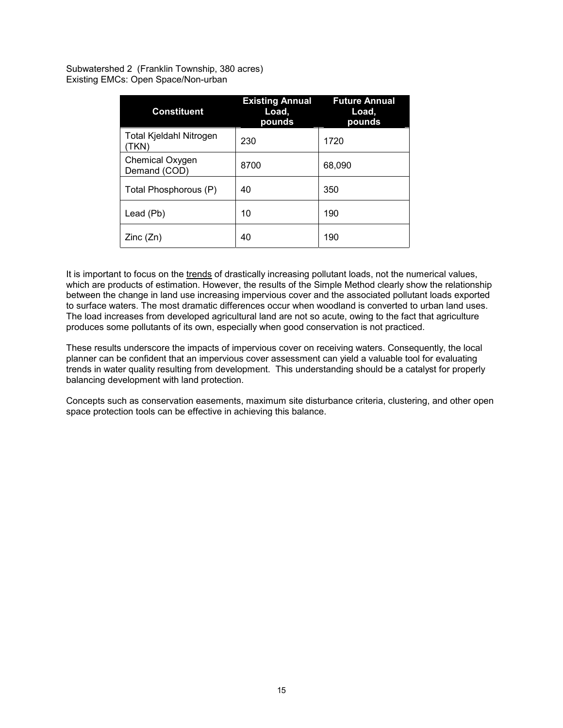Subwatershed 2 (Franklin Township, 380 acres)
Existing EMCs: Open Space/Non-urban

| Constituent | Existing Annual Load, pounds | Future Annual Load, pounds |
| --- | --- | --- |
| Total Kjeldahl Nitrogen (TKN) | 230 | 1720 |
| Chemical Oxygen Demand (COD) | 8700 | 68,090 |
| Total Phosphorous (P) | 40 | 350 |
| Lead (Pb) | 10 | 190 |
| Zinc (Zn) | 40 | 190 |

It is important to focus on the trends of drastically increasing pollutant loads, not the numerical values, which are products of estimation. However, the results of the Simple Method clearly show the relationship between the change in land use increasing impervious cover and the associated pollutant loads exported to surface waters. The most dramatic differences occur when woodland is converted to urban land uses. The load increases from developed agricultural land are not so acute, owing to the fact that agriculture produces some pollutants of its own, especially when good conservation is not practiced.

These results underscore the impacts of impervious cover on receiving waters. Consequently, the local planner can be confident that an impervious cover assessment can yield a valuable tool for evaluating trends in water quality resulting from development. This understanding should be a catalyst for properly balancing development with land protection.

Concepts such as conservation easements, maximum site disturbance criteria, clustering, and other open space protection tools can be effective in achieving this balance.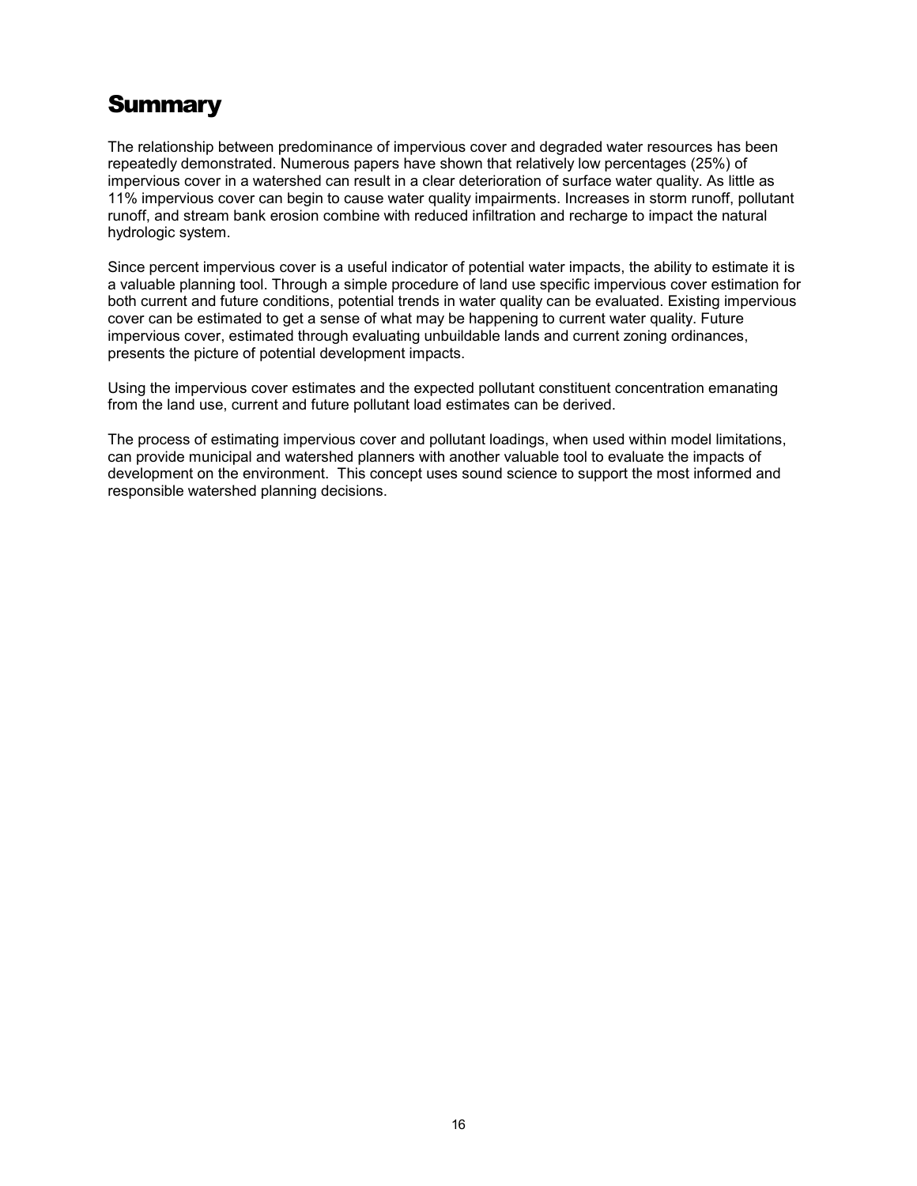# Summary

The relationship between predominance of impervious cover and degraded water resources has been repeatedly demonstrated. Numerous papers have shown that relatively low percentages (25%) of impervious cover in a watershed can result in a clear deterioration of surface water quality. As little as 11% impervious cover can begin to cause water quality impairments. Increases in storm runoff, pollutant runoff, and stream bank erosion combine with reduced infiltration and recharge to impact the natural hydrologic system.

Since percent impervious cover is a useful indicator of potential water impacts, the ability to estimate it is a valuable planning tool. Through a simple procedure of land use specific impervious cover estimation for both current and future conditions, potential trends in water quality can be evaluated. Existing impervious cover can be estimated to get a sense of what may be happening to current water quality. Future impervious cover, estimated through evaluating unbuildable lands and current zoning ordinances, presents the picture of potential development impacts.

Using the impervious cover estimates and the expected pollutant constituent concentration emanating from the land use, current and future pollutant load estimates can be derived.

The process of estimating impervious cover and pollutant loadings, when used within model limitations, can provide municipal and watershed planners with another valuable tool to evaluate the impacts of development on the environment. This concept uses sound science to support the most informed and responsible watershed planning decisions.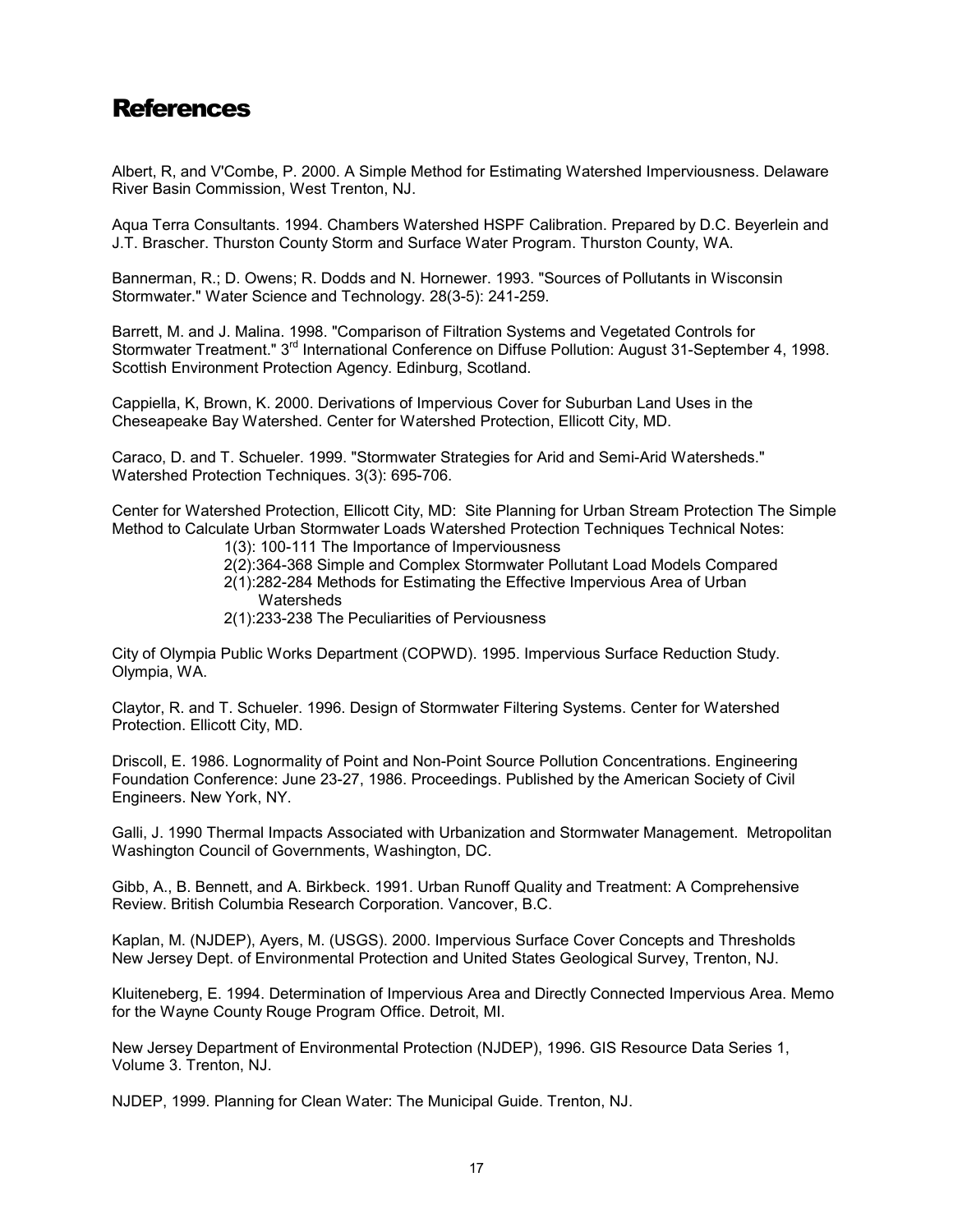# References

Albert, R, and V'Combe, P. 2000. A Simple Method for Estimating Watershed Imperviousness. Delaware River Basin Commission, West Trenton, NJ.

Aqua Terra Consultants. 1994. Chambers Watershed HSPF Calibration. Prepared by D.C. Beyerlein and J.T. Brascher. Thurston County Storm and Surface Water Program. Thurston County, WA.

Bannerman, R.; D. Owens; R. Dodds and N. Hornewer. 1993. "Sources of Pollutants in Wisconsin Stormwater." Water Science and Technology. 28(3-5): 241-259.

Barrett, M. and J. Malina. 1998. "Comparison of Filtration Systems and Vegetated Controls for Stormwater Treatment." 3rd International Conference on Diffuse Pollution: August 31-September 4, 1998. Scottish Environment Protection Agency. Edinburg, Scotland.

Cappiella, K, Brown, K. 2000. Derivations of Impervious Cover for Suburban Land Uses in the Cheseapeake Bay Watershed. Center for Watershed Protection, Ellicott City, MD.

Caraco, D. and T. Schueler. 1999. "Stormwater Strategies for Arid and Semi-Arid Watersheds." Watershed Protection Techniques. 3(3): 695-706.

Center for Watershed Protection, Ellicott City, MD: Site Planning for Urban Stream Protection The Simple Method to Calculate Urban Stormwater Loads Watershed Protection Techniques Technical Notes:

- 1(3): 100-111 The Importance of Imperviousness
- 2(2):364-368 Simple and Complex Stormwater Pollutant Load Models Compared
- 2(1):282-284 Methods for Estimating the Effective Impervious Area of Urban Watersheds
- 2(1):233-238 The Peculiarities of Perviousness

City of Olympia Public Works Department (COPWD). 1995. Impervious Surface Reduction Study. Olympia, WA.

Claytor, R. and T. Schueler. 1996. Design of Stormwater Filtering Systems. Center for Watershed Protection. Ellicott City, MD.

Driscoll, E. 1986. Lognormality of Point and Non-Point Source Pollution Concentrations. Engineering Foundation Conference: June 23-27, 1986. Proceedings. Published by the American Society of Civil Engineers. New York, NY.

Galli, J. 1990 Thermal Impacts Associated with Urbanization and Stormwater Management. Metropolitan Washington Council of Governments, Washington, DC.

Gibb, A., B. Bennett, and A. Birkbeck. 1991. Urban Runoff Quality and Treatment: A Comprehensive Review. British Columbia Research Corporation. Vancover, B.C.

Kaplan, M. (NJDEP), Ayers, M. (USGS). 2000. Impervious Surface Cover Concepts and Thresholds New Jersey Dept. of Environmental Protection and United States Geological Survey, Trenton, NJ.

Kluiteneberg, E. 1994. Determination of Impervious Area and Directly Connected Impervious Area. Memo for the Wayne County Rouge Program Office. Detroit, MI.

New Jersey Department of Environmental Protection (NJDEP), 1996. GIS Resource Data Series 1, Volume 3. Trenton, NJ.

NJDEP, 1999. Planning for Clean Water: The Municipal Guide. Trenton, NJ.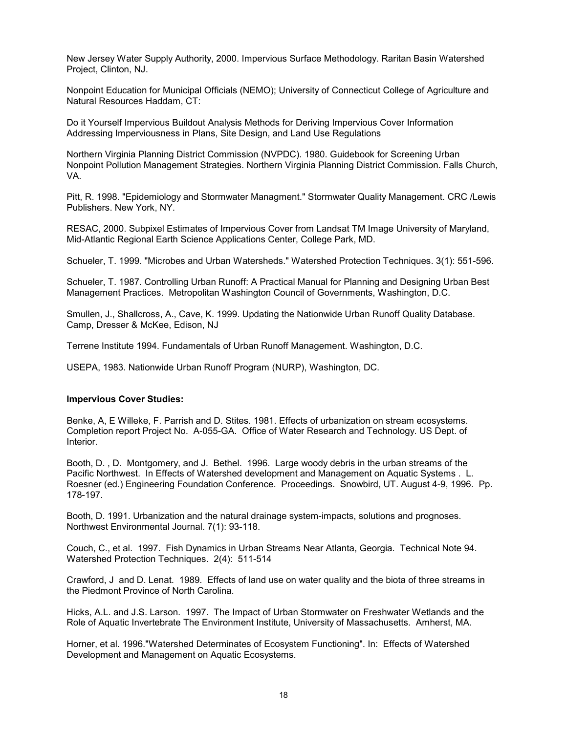New Jersey Water Supply Authority, 2000. Impervious Surface Methodology. Raritan Basin Watershed Project, Clinton, NJ.

Nonpoint Education for Municipal Officials (NEMO); University of Connecticut College of Agriculture and Natural Resources Haddam, CT:

Do it Yourself Impervious Buildout Analysis Methods for Deriving Impervious Cover Information Addressing Imperviousness in Plans, Site Design, and Land Use Regulations

Northern Virginia Planning District Commission (NVPDC). 1980. Guidebook for Screening Urban Nonpoint Pollution Management Strategies. Northern Virginia Planning District Commission. Falls Church, VA.

Pitt, R. 1998. "Epidemiology and Stormwater Managment." Stormwater Quality Management. CRC /Lewis Publishers. New York, NY.

RESAC, 2000. Subpixel Estimates of Impervious Cover from Landsat TM Image University of Maryland, Mid-Atlantic Regional Earth Science Applications Center, College Park, MD.

Schueler, T. 1999. "Microbes and Urban Watersheds." Watershed Protection Techniques. 3(1): 551-596.

Schueler, T. 1987. Controlling Urban Runoff: A Practical Manual for Planning and Designing Urban Best Management Practices. Metropolitan Washington Council of Governments, Washington, D.C.

Smullen, J., Shallcross, A., Cave, K. 1999. Updating the Nationwide Urban Runoff Quality Database. Camp, Dresser & McKee, Edison, NJ

Terrene Institute 1994. Fundamentals of Urban Runoff Management. Washington, D.C.

USEPA, 1983. Nationwide Urban Runoff Program (NURP), Washington, DC.

**Impervious Cover Studies:**

Benke, A, E Willeke, F. Parrish and D. Stites. 1981. Effects of urbanization on stream ecosystems. Completion report Project No. A-055-GA. Office of Water Research and Technology. US Dept. of Interior.

Booth, D. , D. Montgomery, and J. Bethel. 1996. Large woody debris in the urban streams of the Pacific Northwest. In Effects of Watershed development and Management on Aquatic Systems . L. Roesner (ed.) Engineering Foundation Conference. Proceedings. Snowbird, UT. August 4-9, 1996. Pp. 178-197.

Booth, D. 1991. Urbanization and the natural drainage system-impacts, solutions and prognoses. Northwest Environmental Journal. 7(1): 93-118.

Couch, C., et al. 1997. Fish Dynamics in Urban Streams Near Atlanta, Georgia. Technical Note 94. Watershed Protection Techniques. 2(4): 511-514

Crawford, J and D. Lenat. 1989. Effects of land use on water quality and the biota of three streams in the Piedmont Province of North Carolina.

Hicks, A.L. and J.S. Larson. 1997. The Impact of Urban Stormwater on Freshwater Wetlands and the Role of Aquatic Invertebrate The Environment Institute, University of Massachusetts. Amherst, MA.

Horner, et al. 1996."Watershed Determinates of Ecosystem Functioning". In: Effects of Watershed Development and Management on Aquatic Ecosystems.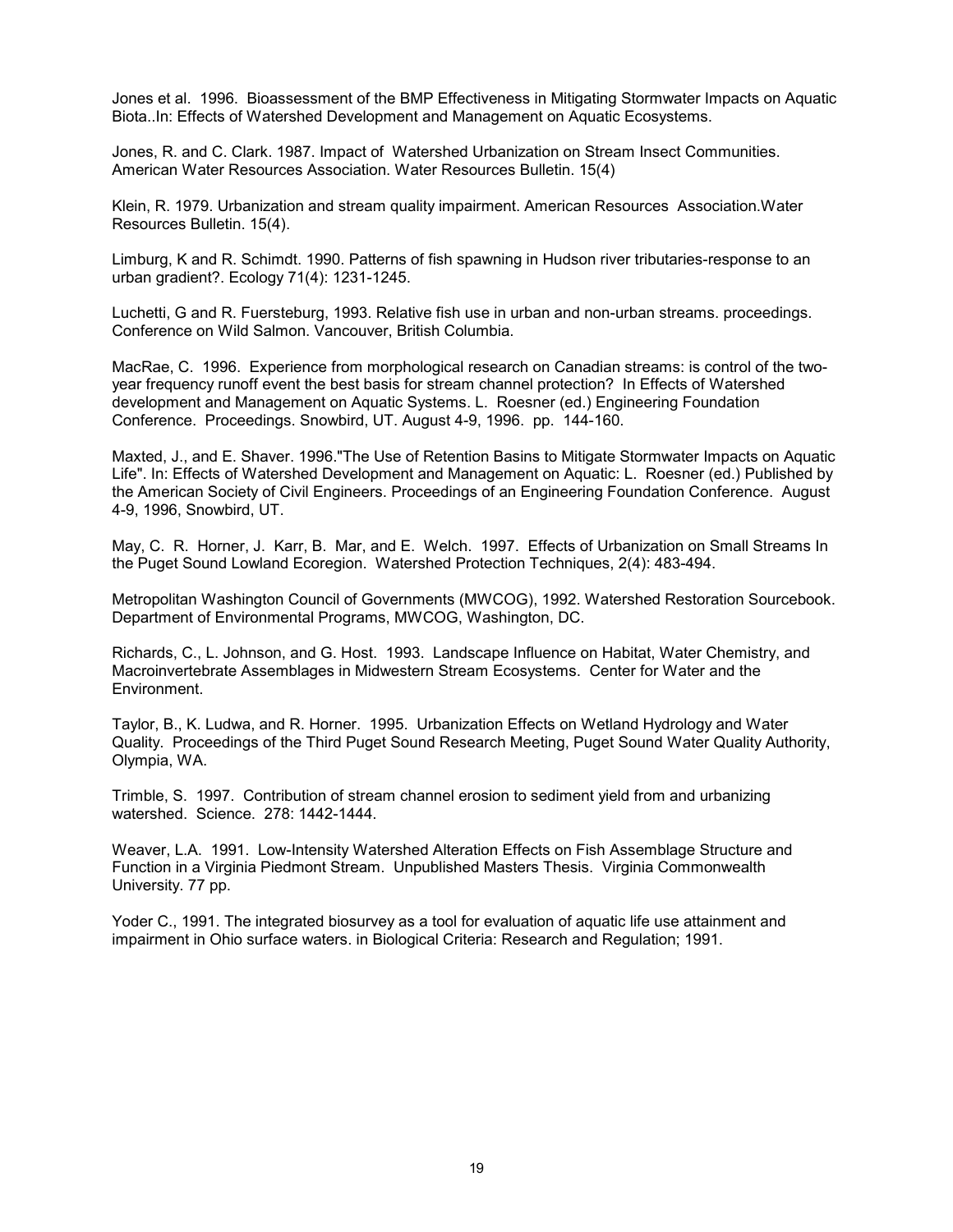Jones et al. 1996. Bioassessment of the BMP Effectiveness in Mitigating Stormwater Impacts on Aquatic Biota..In: Effects of Watershed Development and Management on Aquatic Ecosystems.

Jones, R. and C. Clark. 1987. Impact of Watershed Urbanization on Stream Insect Communities. American Water Resources Association. Water Resources Bulletin. 15(4)

Klein, R. 1979. Urbanization and stream quality impairment. American Resources Association.Water Resources Bulletin. 15(4).

Limburg, K and R. Schimdt. 1990. Patterns of fish spawning in Hudson river tributaries-response to an urban gradient?. Ecology 71(4): 1231-1245.

Luchetti, G and R. Fuersteburg, 1993. Relative fish use in urban and non-urban streams. proceedings. Conference on Wild Salmon. Vancouver, British Columbia.

MacRae, C. 1996. Experience from morphological research on Canadian streams: is control of the two-year frequency runoff event the best basis for stream channel protection? In Effects of Watershed development and Management on Aquatic Systems. L. Roesner (ed.) Engineering Foundation Conference. Proceedings. Snowbird, UT. August 4-9, 1996. pp. 144-160.

Maxted, J., and E. Shaver. 1996."The Use of Retention Basins to Mitigate Stormwater Impacts on Aquatic Life". In: Effects of Watershed Development and Management on Aquatic: L. Roesner (ed.) Published by the American Society of Civil Engineers. Proceedings of an Engineering Foundation Conference. August 4-9, 1996, Snowbird, UT.

May, C. R. Horner, J. Karr, B. Mar, and E. Welch. 1997. Effects of Urbanization on Small Streams In the Puget Sound Lowland Ecoregion. Watershed Protection Techniques, 2(4): 483-494.

Metropolitan Washington Council of Governments (MWCOG), 1992. Watershed Restoration Sourcebook. Department of Environmental Programs, MWCOG, Washington, DC.

Richards, C., L. Johnson, and G. Host. 1993. Landscape Influence on Habitat, Water Chemistry, and Macroinvertebrate Assemblages in Midwestern Stream Ecosystems. Center for Water and the Environment.

Taylor, B., K. Ludwa, and R. Horner. 1995. Urbanization Effects on Wetland Hydrology and Water Quality. Proceedings of the Third Puget Sound Research Meeting, Puget Sound Water Quality Authority, Olympia, WA.

Trimble, S. 1997. Contribution of stream channel erosion to sediment yield from and urbanizing watershed. Science. 278: 1442-1444.

Weaver, L.A. 1991. Low-Intensity Watershed Alteration Effects on Fish Assemblage Structure and Function in a Virginia Piedmont Stream. Unpublished Masters Thesis. Virginia Commonwealth University. 77 pp.

Yoder C., 1991. The integrated biosurvey as a tool for evaluation of aquatic life use attainment and impairment in Ohio surface waters. in Biological Criteria: Research and Regulation; 1991.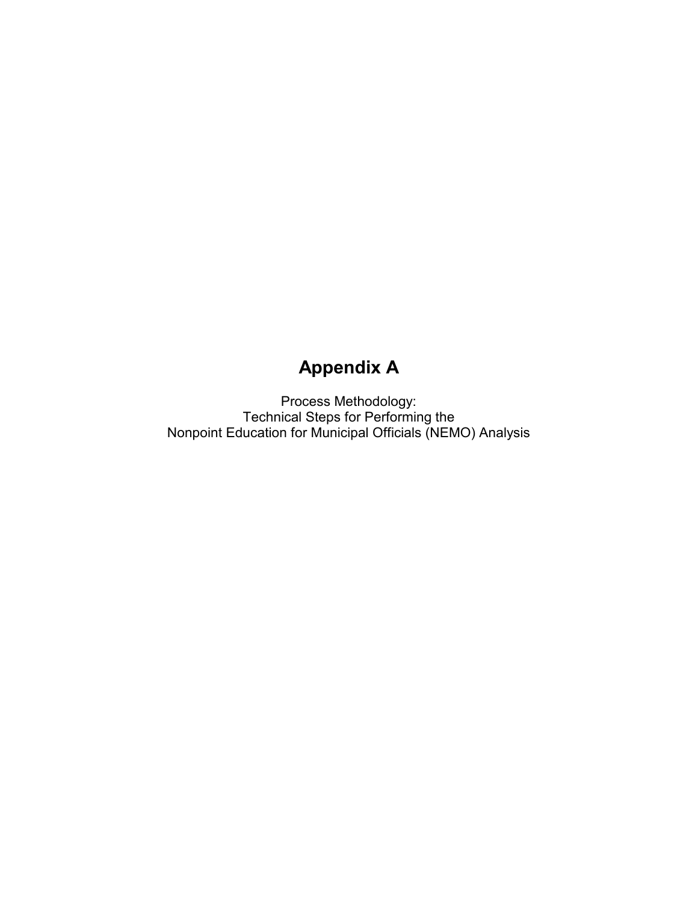# Appendix A

Process Methodology:
Technical Steps for Performing the
Nonpoint Education for Municipal Officials (NEMO) Analysis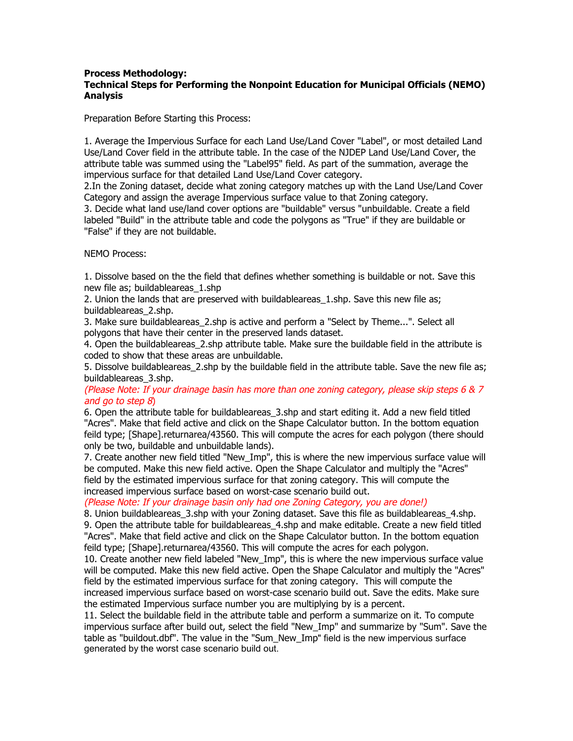**Process Methodology:**
**Technical Steps for Performing the Nonpoint Education for Municipal Officials (NEMO) Analysis**

Preparation Before Starting this Process:

1. Average the Impervious Surface for each Land Use/Land Cover "Label", or most detailed Land Use/Land Cover field in the attribute table. In the case of the NJDEP Land Use/Land Cover, the attribute table was summed using the "Label95" field. As part of the summation, average the impervious surface for that detailed Land Use/Land Cover category.
2. In the Zoning dataset, decide what zoning category matches up with the Land Use/Land Cover Category and assign the average Impervious surface value to that Zoning category.
3. Decide what land use/land cover options are "buildable" versus "unbuildable. Create a field labeled "Build" in the attribute table and code the polygons as "True" if they are buildable or "False" if they are not buildable.

NEMO Process:

1. Dissolve based on the the field that defines whether something is buildable or not. Save this new file as; buildableareas_1.shp
2. Union the lands that are preserved with buildableareas_1.shp. Save this new file as; buildableareas_2.shp.
3. Make sure buildableareas_2.shp is active and perform a "Select by Theme...". Select all polygons that have their center in the preserved lands dataset.
4. Open the buildableareas_2.shp attribute table. Make sure the buildable field in the attribute is coded to show that these areas are unbuildable.
5. Dissolve buildableareas_2.shp by the buildable field in the attribute table. Save the new file as; buildableareas_3.shp.

*(Please Note: If your drainage basin has more than one zoning category, please skip steps 6 & 7 and go to step 8)*

6. Open the attribute table for buildableareas_3.shp and start editing it. Add a new field titled "Acres". Make that field active and click on the Shape Calculator button. In the bottom equation feild type; [Shape].returnarea/43560. This will compute the acres for each polygon (there should only be two, buildable and unbuildable lands).
7. Create another new field titled "New_Imp", this is where the new impervious surface value will be computed. Make this new field active. Open the Shape Calculator and multiply the "Acres" field by the estimated impervious surface for that zoning category. This will compute the increased impervious surface based on worst-case scenario build out.

*(Please Note: If your drainage basin only had one Zoning Category, you are done!)*

8. Union buildableareas_3.shp with your Zoning dataset. Save this file as buildableareas_4.shp.
9. Open the attribute table for buildableareas_4.shp and make editable. Create a new field titled "Acres". Make that field active and click on the Shape Calculator button. In the bottom equation feild type; [Shape].returnarea/43560. This will compute the acres for each polygon.
10. Create another new field labeled "New_Imp", this is where the new impervious surface value will be computed. Make this new field active. Open the Shape Calculator and multiply the "Acres" field by the estimated impervious surface for that zoning category. This will compute the increased impervious surface based on worst-case scenario build out. Save the edits. Make sure the estimated Impervious surface number you are multiplying by is a percent.
11. Select the buildable field in the attribute table and perform a summarize on it. To compute impervious surface after build out, select the field "New_Imp" and summarize by "Sum". Save the table as "buildout.dbf". The value in the "Sum_New_Imp" field is the new impervious surface generated by the worst case scenario build out.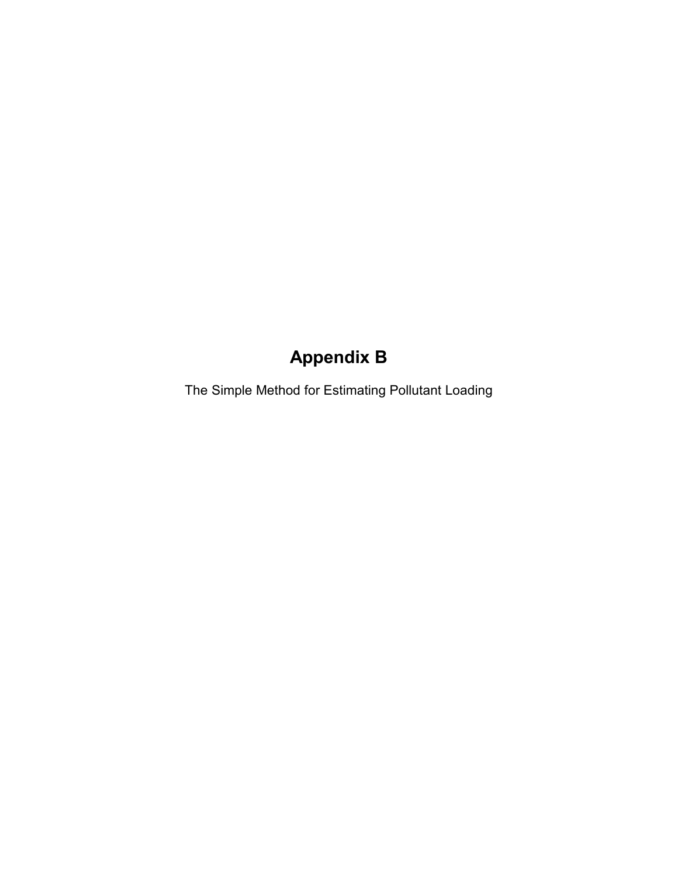# Appendix B

The Simple Method for Estimating Pollutant Loading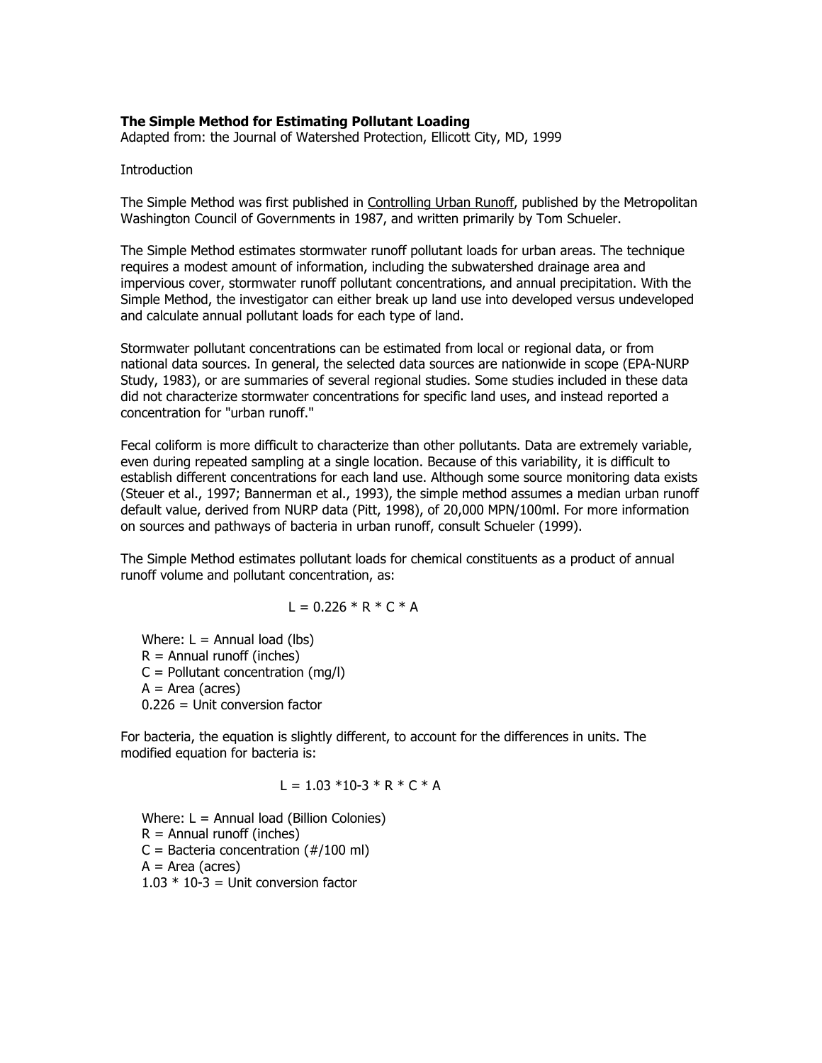**The Simple Method for Estimating Pollutant Loading**
Adapted from: the Journal of Watershed Protection, Ellicott City, MD, 1999

Introduction

The Simple Method was first published in Controlling Urban Runoff, published by the Metropolitan Washington Council of Governments in 1987, and written primarily by Tom Schueler.

The Simple Method estimates stormwater runoff pollutant loads for urban areas. The technique requires a modest amount of information, including the subwatershed drainage area and impervious cover, stormwater runoff pollutant concentrations, and annual precipitation. With the Simple Method, the investigator can either break up land use into developed versus undeveloped and calculate annual pollutant loads for each type of land.

Stormwater pollutant concentrations can be estimated from local or regional data, or from national data sources. In general, the selected data sources are nationwide in scope (EPA-NURP Study, 1983), or are summaries of several regional studies. Some studies included in these data did not characterize stormwater concentrations for specific land uses, and instead reported a concentration for "urban runoff."

Fecal coliform is more difficult to characterize than other pollutants. Data are extremely variable, even during repeated sampling at a single location. Because of this variability, it is difficult to establish different concentrations for each land use. Although some source monitoring data exists (Steuer et al., 1997; Bannerman et al., 1993), the simple method assumes a median urban runoff default value, derived from NURP data (Pitt, 1998), of 20,000 MPN/100ml. For more information on sources and pathways of bacteria in urban runoff, consult Schueler (1999).

The Simple Method estimates pollutant loads for chemical constituents as a product of annual runoff volume and pollutant concentration, as:

$$L = 0.226 * R * C * A$$

Where: $L$ = Annual load (lbs)
$R$ = Annual runoff (inches)
$C$ = Pollutant concentration (mg/l)
$A$ = Area (acres)
0.226 = Unit conversion factor

For bacteria, the equation is slightly different, to account for the differences in units. The modified equation for bacteria is:

$$L = 1.03 * 10^{-3} * R * C * A$$

Where: $L$ = Annual load (Billion Colonies)
$R$ = Annual runoff (inches)
$C$ = Bacteria concentration (#/100 ml)
$A$ = Area (acres)
$1.03 * 10^{-3}$ = Unit conversion factor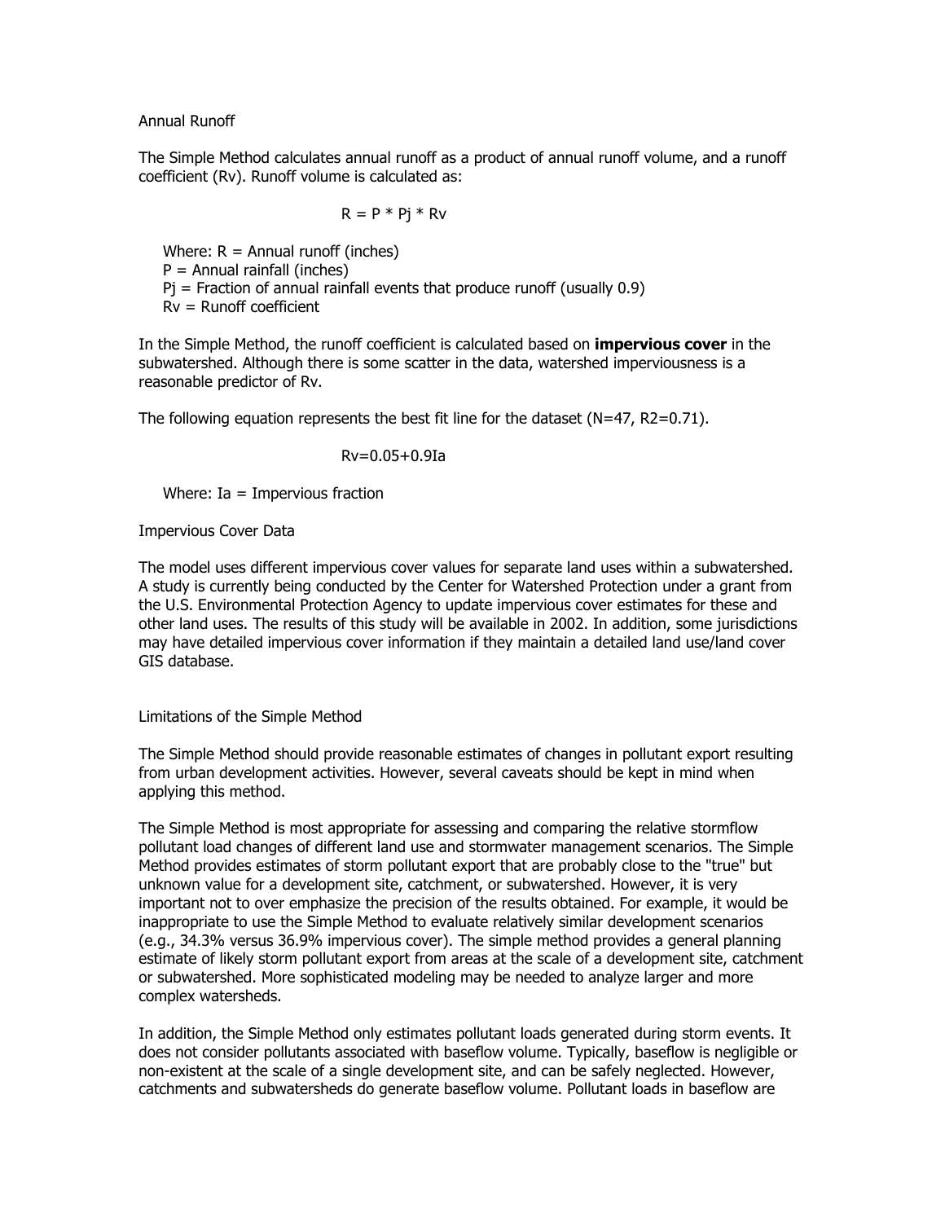Annual Runoff

The Simple Method calculates annual runoff as a product of annual runoff volume, and a runoff coefficient (Rv). Runoff volume is calculated as:

$$R = P * Pj * Rv$$

Where: R = Annual runoff (inches)
P = Annual rainfall (inches)
Pj = Fraction of annual rainfall events that produce runoff (usually 0.9)
Rv = Runoff coefficient

In the Simple Method, the runoff coefficient is calculated based on **impervious cover** in the subwatershed. Although there is some scatter in the data, watershed imperviousness is a reasonable predictor of Rv.

The following equation represents the best fit line for the dataset (N=47, R2=0.71).

$$Rv=0.05+0.9Ia$$

Where: Ia = Impervious fraction

Impervious Cover Data

The model uses different impervious cover values for separate land uses within a subwatershed. A study is currently being conducted by the Center for Watershed Protection under a grant from the U.S. Environmental Protection Agency to update impervious cover estimates for these and other land uses. The results of this study will be available in 2002. In addition, some jurisdictions may have detailed impervious cover information if they maintain a detailed land use/land cover GIS database.

Limitations of the Simple Method

The Simple Method should provide reasonable estimates of changes in pollutant export resulting from urban development activities. However, several caveats should be kept in mind when applying this method.

The Simple Method is most appropriate for assessing and comparing the relative stormflow pollutant load changes of different land use and stormwater management scenarios. The Simple Method provides estimates of storm pollutant export that are probably close to the "true" but unknown value for a development site, catchment, or subwatershed. However, it is very important not to over emphasize the precision of the results obtained. For example, it would be inappropriate to use the Simple Method to evaluate relatively similar development scenarios (e.g., 34.3% versus 36.9% impervious cover). The simple method provides a general planning estimate of likely storm pollutant export from areas at the scale of a development site, catchment or subwatershed. More sophisticated modeling may be needed to analyze larger and more complex watersheds.

In addition, the Simple Method only estimates pollutant loads generated during storm events. It does not consider pollutants associated with baseflow volume. Typically, baseflow is negligible or non-existent at the scale of a single development site, and can be safely neglected. However, catchments and subwatersheds do generate baseflow volume. Pollutant loads in baseflow are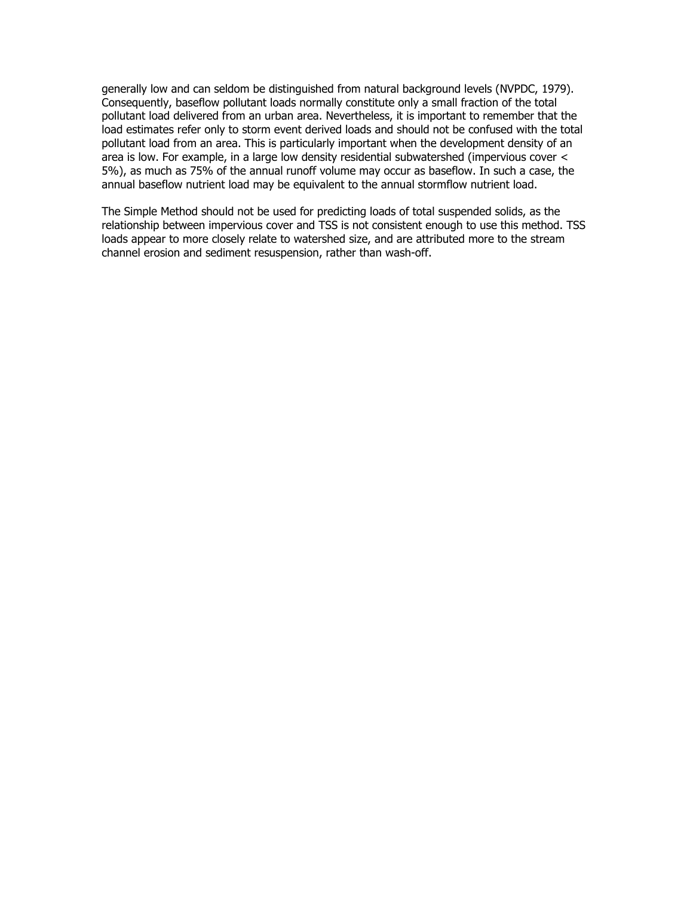generally low and can seldom be distinguished from natural background levels (NVPDC, 1979). Consequently, baseflow pollutant loads normally constitute only a small fraction of the total pollutant load delivered from an urban area. Nevertheless, it is important to remember that the load estimates refer only to storm event derived loads and should not be confused with the total pollutant load from an area. This is particularly important when the development density of an area is low. For example, in a large low density residential subwatershed (impervious cover < 5%), as much as 75% of the annual runoff volume may occur as baseflow. In such a case, the annual baseflow nutrient load may be equivalent to the annual stormflow nutrient load.

The Simple Method should not be used for predicting loads of total suspended solids, as the relationship between impervious cover and TSS is not consistent enough to use this method. TSS loads appear to more closely relate to watershed size, and are attributed more to the stream channel erosion and sediment resuspension, rather than wash-off.